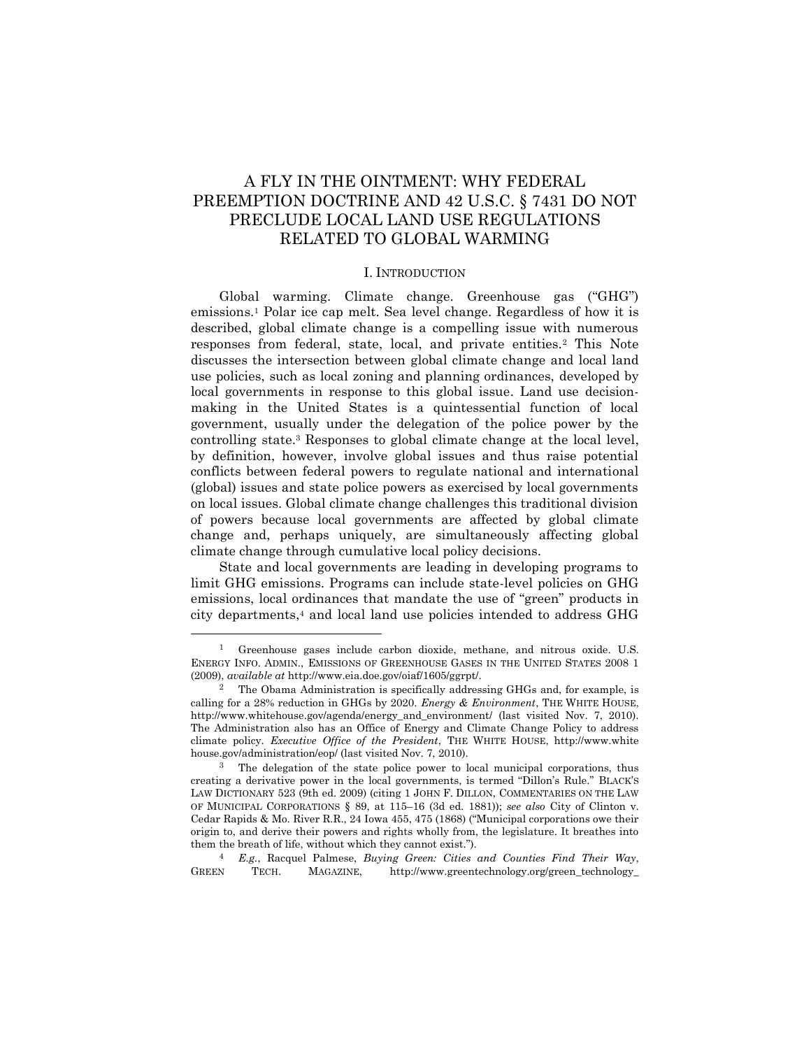# A FLY IN THE OINTMENT: WHY FEDERAL PREEMPTION DOCTRINE AND 42 U.S.C. § 7431 DO NOT PRECLUDE LOCAL LAND USE REGULATIONS RELATED TO GLOBAL WARMING

## I. INTRODUCTION

Global warming. Climate change. Greenhouse gas ("GHG") emissions.[1] Polar ice cap melt. Sea level change. Regardless of how it is described, global climate change is a compelling issue with numerous responses from federal, state, local, and private entities.[2] This Note discusses the intersection between global climate change and local land use policies, such as local zoning and planning ordinances, developed by local governments in response to this global issue. Land use decision-making in the United States is a quintessential function of local government, usually under the delegation of the police power by the controlling state.[3] Responses to global climate change at the local level, by definition, however, involve global issues and thus raise potential conflicts between federal powers to regulate national and international (global) issues and state police powers as exercised by local governments on local issues. Global climate change challenges this traditional division of powers because local governments are affected by global climate change and, perhaps uniquely, are simultaneously affecting global climate change through cumulative local policy decisions.

State and local governments are leading in developing programs to limit GHG emissions. Programs can include state-level policies on GHG emissions, local ordinances that mandate the use of "green" products in city departments,[4] and local land use policies intended to address GHG

---

[1] Greenhouse gases include carbon dioxide, methane, and nitrous oxide. U.S. ENERGY INFO. ADMIN., EMISSIONS OF GREENHOUSE GASES IN THE UNITED STATES 2008 1 (2009), *available at* http://www.eia.doe.gov/oiaf/1605/ggrpt/.

[2] The Obama Administration is specifically addressing GHGs and, for example, is calling for a 28% reduction in GHGs by 2020. *Energy & Environment*, THE WHITE HOUSE, http://www.whitehouse.gov/agenda/energy_and_environment/ (last visited Nov. 7, 2010). The Administration also has an Office of Energy and Climate Change Policy to address climate policy. *Executive Office of the President*, THE WHITE HOUSE, http://www.whitehouse.gov/administration/eop/ (last visited Nov. 7, 2010).

[3] The delegation of the state police power to local municipal corporations, thus creating a derivative power in the local governments, is termed "Dillon's Rule." BLACK'S LAW DICTIONARY 523 (9th ed. 2009) (citing 1 JOHN F. DILLON, COMMENTARIES ON THE LAW OF MUNICIPAL CORPORATIONS § 89, at 115–16 (3d ed. 1881)); *see also* City of Clinton v. Cedar Rapids & Mo. River R.R., 24 Iowa 455, 475 (1868) ("Municipal corporations owe their origin to, and derive their powers and rights wholly from, the legislature. It breathes into them the breath of life, without which they cannot exist.").

[4] *E.g.*, Racquel Palmese, *Buying Green: Cities and Counties Find Their Way*, GREEN TECH. MAGAZINE, http://www.greentechnology.org/green_technology_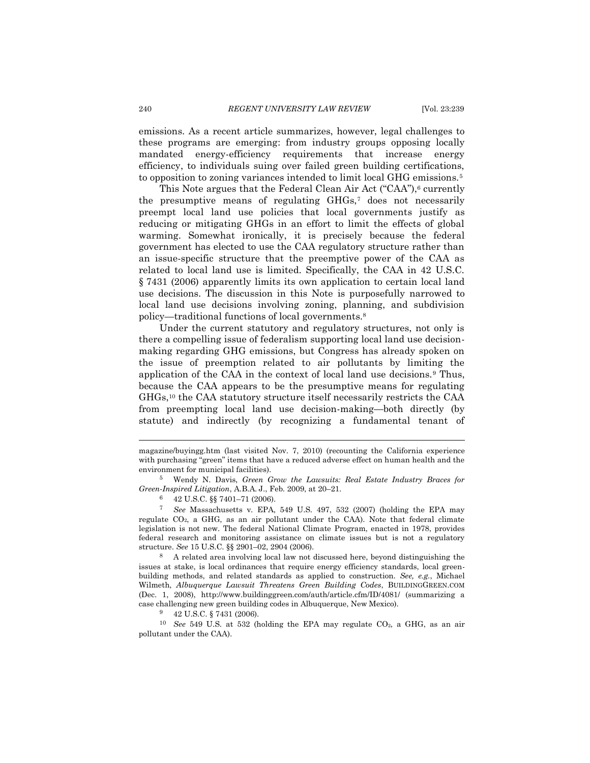emissions. As a recent article summarizes, however, legal challenges to these programs are emerging: from industry groups opposing locally mandated energy-efficiency requirements that increase energy efficiency, to individuals suing over failed green building certifications, to opposition to zoning variances intended to limit local GHG emissions.[5]

This Note argues that the Federal Clean Air Act ("CAA"),[6] currently the presumptive means of regulating GHGs,[7] does not necessarily preempt local land use policies that local governments justify as reducing or mitigating GHGs in an effort to limit the effects of global warming. Somewhat ironically, it is precisely because the federal government has elected to use the CAA regulatory structure rather than an issue-specific structure that the preemptive power of the CAA as related to local land use is limited. Specifically, the CAA in 42 U.S.C. § 7431 (2006) apparently limits its own application to certain local land use decisions. The discussion in this Note is purposefully narrowed to local land use decisions involving zoning, planning, and subdivision policy—traditional functions of local governments.[8]

Under the current statutory and regulatory structures, not only is there a compelling issue of federalism supporting local land use decision-making regarding GHG emissions, but Congress has already spoken on the issue of preemption related to air pollutants by limiting the application of the CAA in the context of local land use decisions.[9] Thus, because the CAA appears to be the presumptive means for regulating GHGs,[10] the CAA statutory structure itself necessarily restricts the CAA from preempting local land use decision-making—both directly (by statute) and indirectly (by recognizing a fundamental tenant of

---

magazine/buyingg.htm (last visited Nov. 7, 2010) (recounting the California experience with purchasing "green" items that have a reduced adverse effect on human health and the environment for municipal facilities).

[5] Wendy N. Davis, *Green Grow the Lawsuits: Real Estate Industry Braces for Green-Inspired Litigation*, A.B.A. J., Feb. 2009, at 20–21.

[6] 42 U.S.C. §§ 7401–71 (2006).

[7] *See* Massachusetts v. EPA, 549 U.S. 497, 532 (2007) (holding the EPA may regulate $CO_2$, a GHG, as an air pollutant under the CAA). Note that federal climate legislation is not new. The federal National Climate Program, enacted in 1978, provides federal research and monitoring assistance on climate issues but is not a regulatory structure. *See* 15 U.S.C. §§ 2901–02, 2904 (2006).

[8] A related area involving local law not discussed here, beyond distinguishing the issues at stake, is local ordinances that require energy efficiency standards, local green-building methods, and related standards as applied to construction. *See, e.g.*, Michael Wilmeth, *Albuquerque Lawsuit Threatens Green Building Codes*, BUILDINGGREEN.COM (Dec. 1, 2008), http://www.buildinggreen.com/auth/article.cfm/ID/4081/ (summarizing a case challenging new green building codes in Albuquerque, New Mexico).

[9] 42 U.S.C. § 7431 (2006).

[10] *See* 549 U.S. at 532 (holding the EPA may regulate $CO_2$, a GHG, as an air pollutant under the CAA).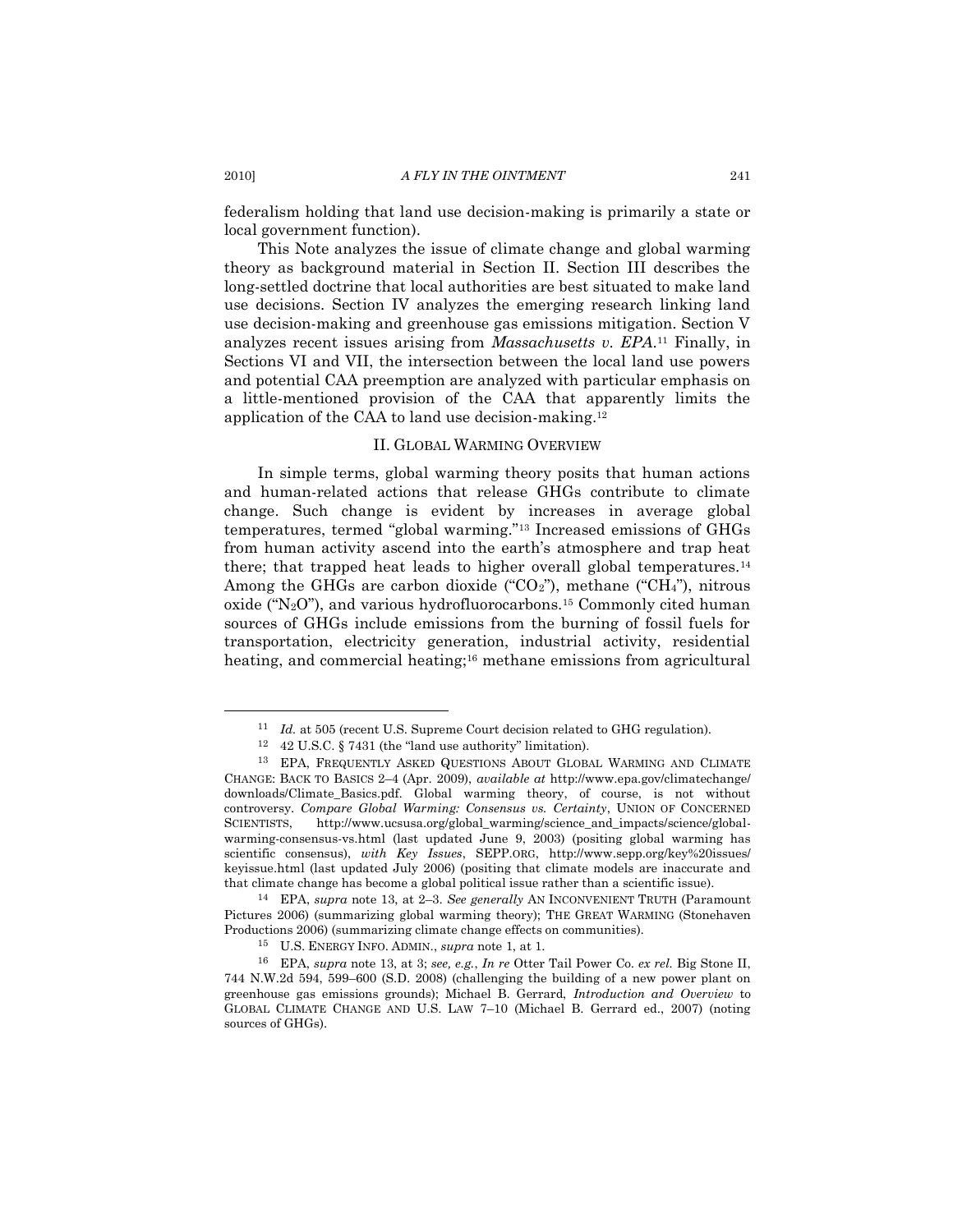federalism holding that land use decision-making is primarily a state or local government function).

This Note analyzes the issue of climate change and global warming theory as background material in Section II. Section III describes the long-settled doctrine that local authorities are best situated to make land use decisions. Section IV analyzes the emerging research linking land use decision-making and greenhouse gas emissions mitigation. Section V analyzes recent issues arising from *Massachusetts v. EPA*.[11] Finally, in Sections VI and VII, the intersection between the local land use powers and potential CAA preemption are analyzed with particular emphasis on a little-mentioned provision of the CAA that apparently limits the application of the CAA to land use decision-making.[12]

## II. GLOBAL WARMING OVERVIEW

In simple terms, global warming theory posits that human actions and human-related actions that release GHGs contribute to climate change. Such change is evident by increases in average global temperatures, termed "global warming."[13] Increased emissions of GHGs from human activity ascend into the earth's atmosphere and trap heat there; that trapped heat leads to higher overall global temperatures.[14] Among the GHGs are carbon dioxide ("$CO_2$"), methane ("$CH_4$"), nitrous oxide ("$N_2O$"), and various hydrofluorocarbons.[15] Commonly cited human sources of GHGs include emissions from the burning of fossil fuels for transportation, electricity generation, industrial activity, residential heating, and commercial heating;[16] methane emissions from agricultural

---

[11] *Id.* at 505 (recent U.S. Supreme Court decision related to GHG regulation).

[12] 42 U.S.C. § 7431 (the "land use authority" limitation).

[13] EPA, FREQUENTLY ASKED QUESTIONS ABOUT GLOBAL WARMING AND CLIMATE CHANGE: BACK TO BASICS 2–4 (Apr. 2009), *available at* http://www.epa.gov/climatechange/downloads/Climate_Basics.pdf. Global warming theory, of course, is not without controversy. *Compare Global Warming: Consensus vs. Certainty*, UNION OF CONCERNED SCIENTISTS, http://www.ucsusa.org/global_warming/science_and_impacts/science/global-warming-consensus-vs.html (last updated June 9, 2003) (positing global warming has scientific consensus), *with Key Issues*, SEPP.ORG, http://www.sepp.org/key%20issues/keyissue.html (last updated July 2006) (positing that climate models are inaccurate and that climate change has become a global political issue rather than a scientific issue).

[14] EPA, *supra* note 13, at 2–3. *See generally* AN INCONVENIENT TRUTH (Paramount Pictures 2006) (summarizing global warming theory); THE GREAT WARMING (Stonehaven Productions 2006) (summarizing climate change effects on communities).

[15] U.S. ENERGY INFO. ADMIN., *supra* note 1, at 1.

[16] EPA, *supra* note 13, at 3; *see, e.g.*, *In re* Otter Tail Power Co. *ex rel.* Big Stone II, 744 N.W.2d 594, 599–600 (S.D. 2008) (challenging the building of a new power plant on greenhouse gas emissions grounds); Michael B. Gerrard, *Introduction and Overview* to GLOBAL CLIMATE CHANGE AND U.S. LAW 7–10 (Michael B. Gerrard ed., 2007) (noting sources of GHGs).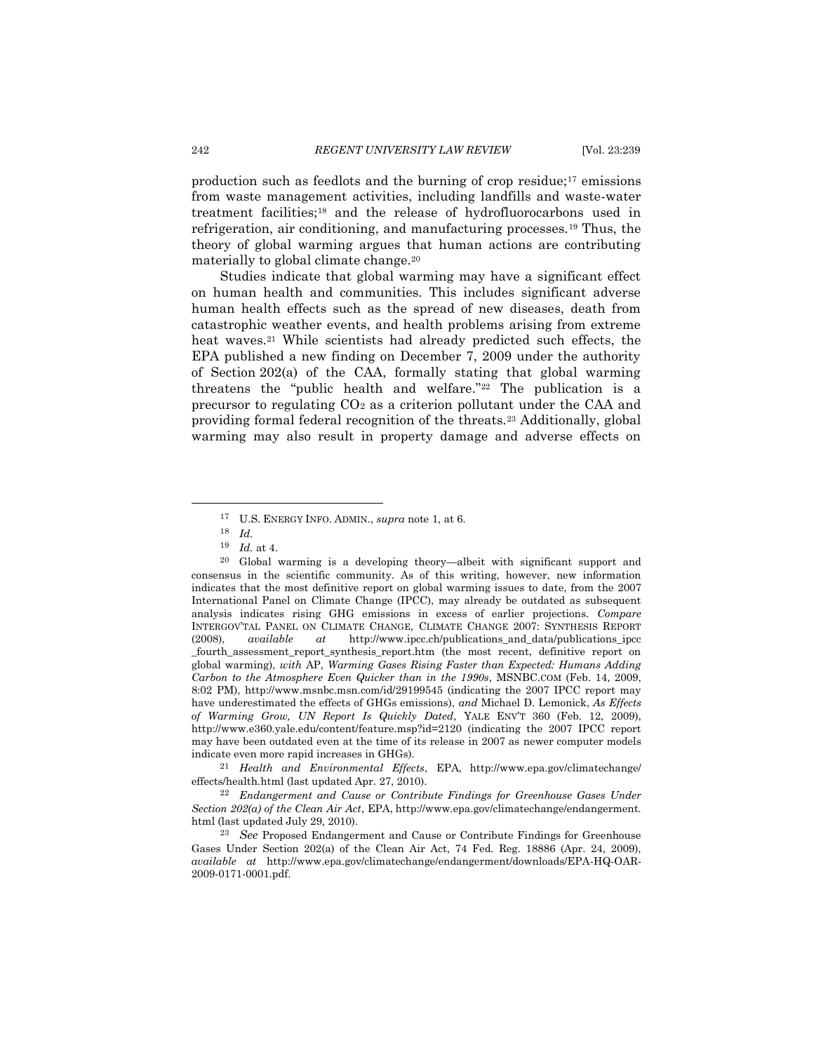production such as feedlots and the burning of crop residue;[17] emissions from waste management activities, including landfills and waste-water treatment facilities;[18] and the release of hydrofluorocarbons used in refrigeration, air conditioning, and manufacturing processes.[19] Thus, the theory of global warming argues that human actions are contributing materially to global climate change.[20]

Studies indicate that global warming may have a significant effect on human health and communities. This includes significant adverse human health effects such as the spread of new diseases, death from catastrophic weather events, and health problems arising from extreme heat waves.[21] While scientists had already predicted such effects, the EPA published a new finding on December 7, 2009 under the authority of Section 202(a) of the CAA, formally stating that global warming threatens the "public health and welfare."[22] The publication is a precursor to regulating $CO_2$ as a criterion pollutant under the CAA and providing formal federal recognition of the threats.[23] Additionally, global warming may also result in property damage and adverse effects on

---

[17] U.S. ENERGY INFO. ADMIN., *supra* note 1, at 6.

[18] *Id.*

[19] *Id.* at 4.

[20] Global warming is a developing theory—albeit with significant support and consensus in the scientific community. As of this writing, however, new information indicates that the most definitive report on global warming issues to date, from the 2007 International Panel on Climate Change (IPCC), may already be outdated as subsequent analysis indicates rising GHG emissions in excess of earlier projections. *Compare* INTERGOV'TAL PANEL ON CLIMATE CHANGE, CLIMATE CHANGE 2007: SYNTHESIS REPORT (2008), *available at* http://www.ipcc.ch/publications_and_data/publications_ipcc_fourth_assessment_report_synthesis_report.htm (the most recent, definitive report on global warming), *with* AP, *Warming Gases Rising Faster than Expected: Humans Adding Carbon to the Atmosphere Even Quicker than in the 1990s*, MSNBC.COM (Feb. 14, 2009, 8:02 PM), http://www.msnbc.msn.com/id/29199545 (indicating the 2007 IPCC report may have underestimated the effects of GHGs emissions), *and* Michael D. Lemonick, *As Effects of Warming Grow, UN Report Is Quickly Dated*, YALE ENV'T 360 (Feb. 12, 2009), http://www.e360.yale.edu/content/feature.msp?id=2120 (indicating the 2007 IPCC report may have been outdated even at the time of its release in 2007 as newer computer models indicate even more rapid increases in GHGs).

[21] *Health and Environmental Effects*, EPA, http://www.epa.gov/climatechange/effects/health.html (last updated Apr. 27, 2010).

[22] *Endangerment and Cause or Contribute Findings for Greenhouse Gases Under Section 202(a) of the Clean Air Act*, EPA, http://www.epa.gov/climatechange/endangerment.html (last updated July 29, 2010).

[23] *See* Proposed Endangerment and Cause or Contribute Findings for Greenhouse Gases Under Section 202(a) of the Clean Air Act, 74 Fed. Reg. 18886 (Apr. 24, 2009), *available at* http://www.epa.gov/climatechange/endangerment/downloads/EPA-HQ-OAR-2009-0171-0001.pdf.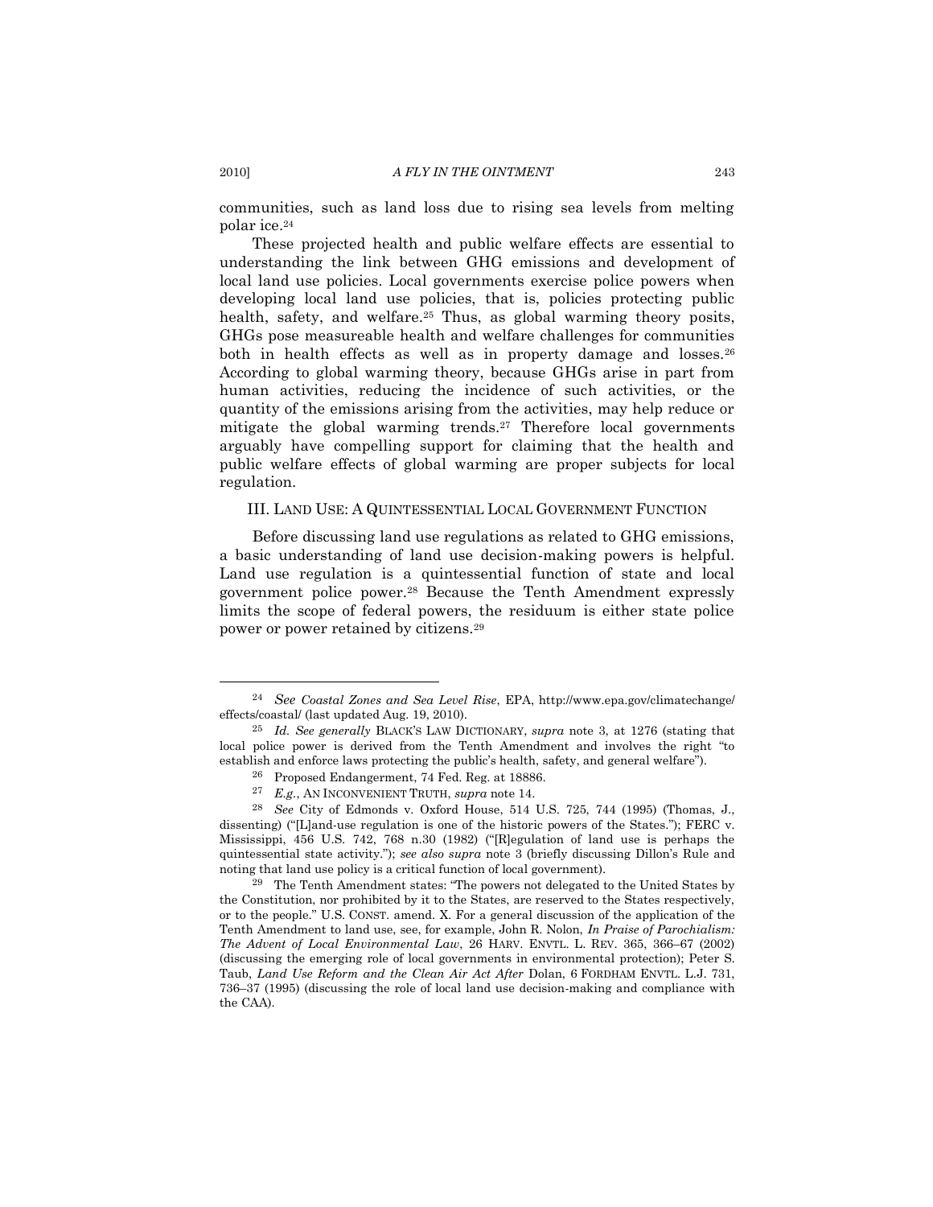communities, such as land loss due to rising sea levels from melting polar ice.[24]

These projected health and public welfare effects are essential to understanding the link between GHG emissions and development of local land use policies. Local governments exercise police powers when developing local land use policies, that is, policies protecting public health, safety, and welfare.[25] Thus, as global warming theory posits, GHGs pose measureable health and welfare challenges for communities both in health effects as well as in property damage and losses.[26] According to global warming theory, because GHGs arise in part from human activities, reducing the incidence of such activities, or the quantity of the emissions arising from the activities, may help reduce or mitigate the global warming trends.[27] Therefore local governments arguably have compelling support for claiming that the health and public welfare effects of global warming are proper subjects for local regulation.

## III. LAND USE: A QUINTESSENTIAL LOCAL GOVERNMENT FUNCTION

Before discussing land use regulations as related to GHG emissions, a basic understanding of land use decision-making powers is helpful. Land use regulation is a quintessential function of state and local government police power.[28] Because the Tenth Amendment expressly limits the scope of federal powers, the residuum is either state police power or power retained by citizens.[29]

---

[24] *See Coastal Zones and Sea Level Rise*, EPA, http://www.epa.gov/climatechange/effects/coastal/ (last updated Aug. 19, 2010).

[25] *Id. See generally* BLACK'S LAW DICTIONARY, *supra* note 3, at 1276 (stating that local police power is derived from the Tenth Amendment and involves the right "to establish and enforce laws protecting the public's health, safety, and general welfare").

[26] Proposed Endangerment, 74 Fed. Reg. at 18886.

[27] *E.g.*, AN INCONVENIENT TRUTH, *supra* note 14.

[28] *See* City of Edmonds v. Oxford House, 514 U.S. 725, 744 (1995) (Thomas, J., dissenting) ("[L]and-use regulation is one of the historic powers of the States."); FERC v. Mississippi, 456 U.S. 742, 768 n.30 (1982) ("[R]egulation of land use is perhaps the quintessential state activity."); *see also supra* note 3 (briefly discussing Dillon's Rule and noting that land use policy is a critical function of local government).

[29] The Tenth Amendment states: "The powers not delegated to the United States by the Constitution, nor prohibited by it to the States, are reserved to the States respectively, or to the people." U.S. CONST. amend. X. For a general discussion of the application of the Tenth Amendment to land use, see, for example, John R. Nolon, *In Praise of Parochialism: The Advent of Local Environmental Law*, 26 HARV. ENVTL. L. REV. 365, 366–67 (2002) (discussing the emerging role of local governments in environmental protection); Peter S. Taub, *Land Use Reform and the Clean Air Act After* Dolan, 6 FORDHAM ENVTL. L.J. 731, 736–37 (1995) (discussing the role of local land use decision-making and compliance with the CAA).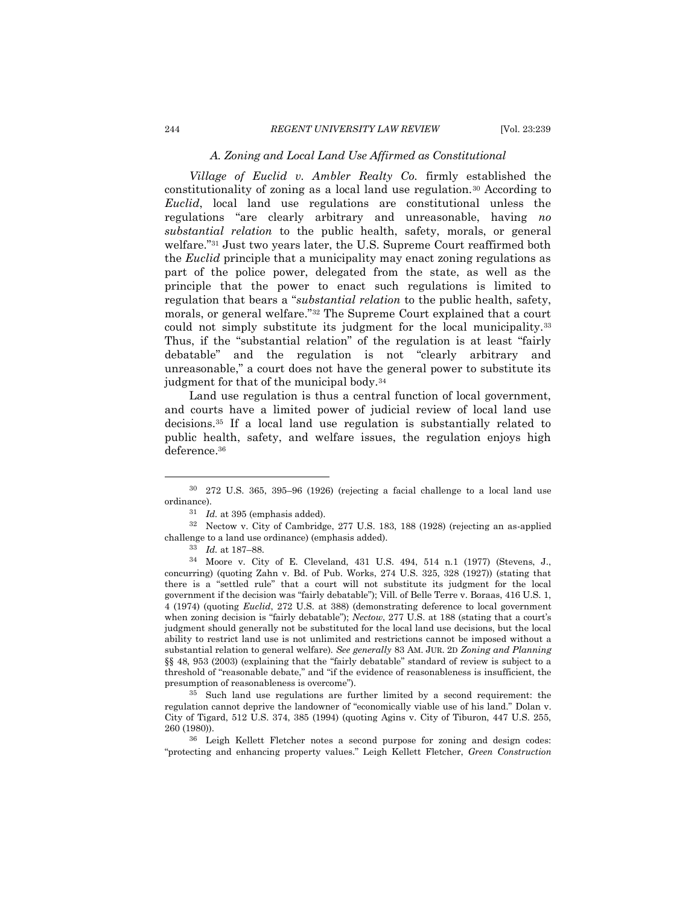### *A. Zoning and Local Land Use Affirmed as Constitutional*

*Village of Euclid v. Ambler Realty Co.* firmly established the constitutionality of zoning as a local land use regulation.[30] According to *Euclid*, local land use regulations are constitutional unless the regulations "are clearly arbitrary and unreasonable, having *no substantial relation* to the public health, safety, morals, or general welfare."[31] Just two years later, the U.S. Supreme Court reaffirmed both the *Euclid* principle that a municipality may enact zoning regulations as part of the police power, delegated from the state, as well as the principle that the power to enact such regulations is limited to regulation that bears a "*substantial relation* to the public health, safety, morals, or general welfare."[32] The Supreme Court explained that a court could not simply substitute its judgment for the local municipality.[33] Thus, if the "substantial relation" of the regulation is at least "fairly debatable" and the regulation is not "clearly arbitrary and unreasonable," a court does not have the general power to substitute its judgment for that of the municipal body.[34]

Land use regulation is thus a central function of local government, and courts have a limited power of judicial review of local land use decisions.[35] If a local land use regulation is substantially related to public health, safety, and welfare issues, the regulation enjoys high deference.[36]

---

[30] 272 U.S. 365, 395–96 (1926) (rejecting a facial challenge to a local land use ordinance).

[31] *Id.* at 395 (emphasis added).

[32] Nectow v. City of Cambridge, 277 U.S. 183, 188 (1928) (rejecting an as-applied challenge to a land use ordinance) (emphasis added).

[33] *Id.* at 187–88.

[34] Moore v. City of E. Cleveland, 431 U.S. 494, 514 n.1 (1977) (Stevens, J., concurring) (quoting Zahn v. Bd. of Pub. Works, 274 U.S. 325, 328 (1927)) (stating that there is a "settled rule" that a court will not substitute its judgment for the local government if the decision was "fairly debatable"); Vill. of Belle Terre v. Boraas, 416 U.S. 1, 4 (1974) (quoting *Euclid*, 272 U.S. at 388) (demonstrating deference to local government when zoning decision is "fairly debatable"); *Nectow*, 277 U.S. at 188 (stating that a court's judgment should generally not be substituted for the local land use decisions, but the local ability to restrict land use is not unlimited and restrictions cannot be imposed without a substantial relation to general welfare). *See generally* 83 AM. JUR. 2D *Zoning and Planning* §§ 48, 953 (2003) (explaining that the "fairly debatable" standard of review is subject to a threshold of "reasonable debate," and "if the evidence of reasonableness is insufficient, the presumption of reasonableness is overcome").

[35] Such land use regulations are further limited by a second requirement: the regulation cannot deprive the landowner of "economically viable use of his land." Dolan v. City of Tigard, 512 U.S. 374, 385 (1994) (quoting Agins v. City of Tiburon, 447 U.S. 255, 260 (1980)).

[36] Leigh Kellett Fletcher notes a second purpose for zoning and design codes: "protecting and enhancing property values." Leigh Kellett Fletcher, *Green Construction*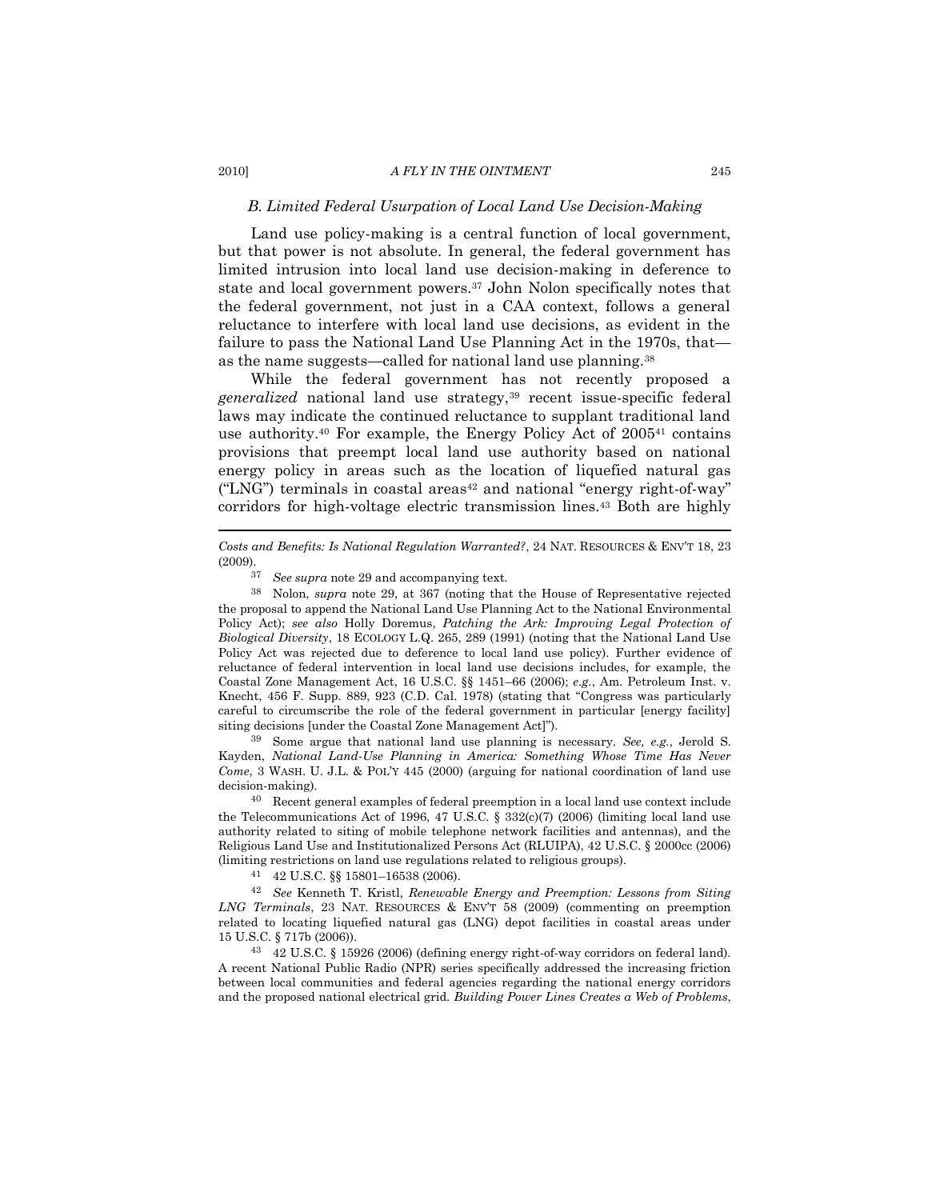### *B. Limited Federal Usurpation of Local Land Use Decision-Making*

Land use policy-making is a central function of local government, but that power is not absolute. In general, the federal government has limited intrusion into local land use decision-making in deference to state and local government powers.[37] John Nolon specifically notes that the federal government, not just in a CAA context, follows a general reluctance to interfere with local land use decisions, as evident in the failure to pass the National Land Use Planning Act in the 1970s, that—as the name suggests—called for national land use planning.[38]

While the federal government has not recently proposed a *generalized* national land use strategy,[39] recent issue-specific federal laws may indicate the continued reluctance to supplant traditional land use authority.[40] For example, the Energy Policy Act of 2005[41] contains provisions that preempt local land use authority based on national energy policy in areas such as the location of liquefied natural gas ("LNG") terminals in coastal areas[42] and national "energy right-of-way" corridors for high-voltage electric transmission lines.[43] Both are highly

---

*Costs and Benefits: Is National Regulation Warranted?*, 24 NAT. RESOURCES & ENV'T 18, 23 (2009).

[37] *See supra* note 29 and accompanying text.

[38] Nolon, *supra* note 29, at 367 (noting that the House of Representative rejected the proposal to append the National Land Use Planning Act to the National Environmental Policy Act); *see also* Holly Doremus, *Patching the Ark: Improving Legal Protection of Biological Diversity*, 18 ECOLOGY L.Q. 265, 289 (1991) (noting that the National Land Use Policy Act was rejected due to deference to local land use policy). Further evidence of reluctance of federal intervention in local land use decisions includes, for example, the Coastal Zone Management Act, 16 U.S.C. §§ 1451–66 (2006); *e.g.*, Am. Petroleum Inst. v. Knecht, 456 F. Supp. 889, 923 (C.D. Cal. 1978) (stating that "Congress was particularly careful to circumscribe the role of the federal government in particular [energy facility] siting decisions [under the Coastal Zone Management Act]").

[39] Some argue that national land use planning is necessary. *See, e.g.*, Jerold S. Kayden, *National Land-Use Planning in America: Something Whose Time Has Never Come*, 3 WASH. U. J.L. & POL'Y 445 (2000) (arguing for national coordination of land use decision-making).

[40] Recent general examples of federal preemption in a local land use context include the Telecommunications Act of 1996, 47 U.S.C. § 332(c)(7) (2006) (limiting local land use authority related to siting of mobile telephone network facilities and antennas), and the Religious Land Use and Institutionalized Persons Act (RLUIPA), 42 U.S.C. § 2000cc (2006) (limiting restrictions on land use regulations related to religious groups).

[41] 42 U.S.C. §§ 15801–16538 (2006).

[42] *See* Kenneth T. Kristl, *Renewable Energy and Preemption: Lessons from Siting LNG Terminals*, 23 NAT. RESOURCES & ENV'T 58 (2009) (commenting on preemption related to locating liquefied natural gas (LNG) depot facilities in coastal areas under 15 U.S.C. § 717b (2006)).

[43] 42 U.S.C. § 15926 (2006) (defining energy right-of-way corridors on federal land). A recent National Public Radio (NPR) series specifically addressed the increasing friction between local communities and federal agencies regarding the national energy corridors and the proposed national electrical grid. *Building Power Lines Creates a Web of Problems*,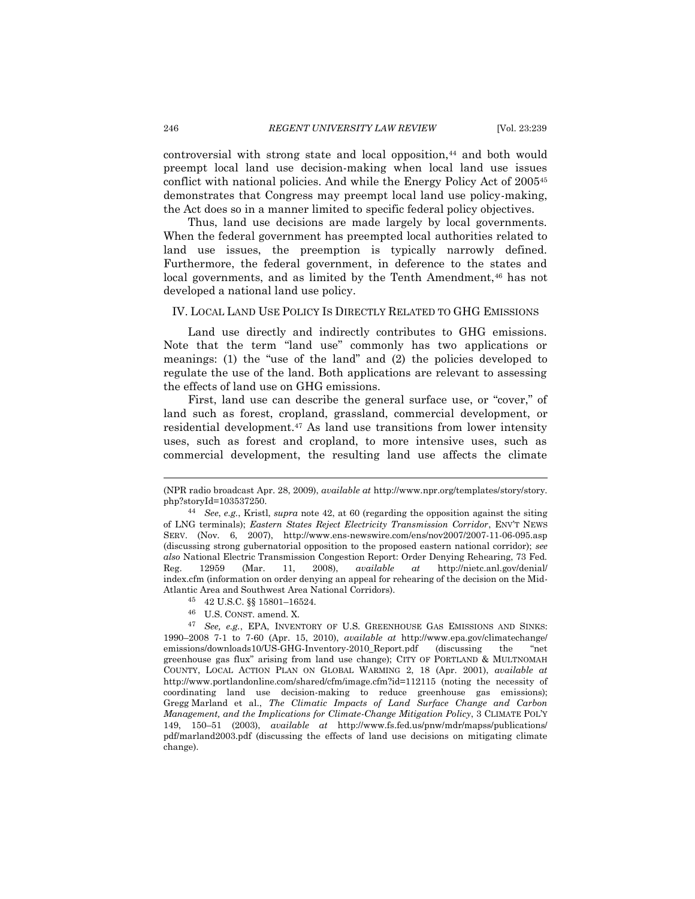controversial with strong state and local opposition,[44] and both would preempt local land use decision-making when local land use issues conflict with national policies. And while the Energy Policy Act of 2005[45] demonstrates that Congress may preempt local land use policy-making, the Act does so in a manner limited to specific federal policy objectives.

Thus, land use decisions are made largely by local governments. When the federal government has preempted local authorities related to land use issues, the preemption is typically narrowly defined. Furthermore, the federal government, in deference to the states and local governments, and as limited by the Tenth Amendment,[46] has not developed a national land use policy.

## IV. LOCAL LAND USE POLICY IS DIRECTLY RELATED TO GHG EMISSIONS

Land use directly and indirectly contributes to GHG emissions. Note that the term "land use" commonly has two applications or meanings: (1) the "use of the land" and (2) the policies developed to regulate the use of the land. Both applications are relevant to assessing the effects of land use on GHG emissions.

First, land use can describe the general surface use, or "cover," of land such as forest, cropland, grassland, commercial development, or residential development.[47] As land use transitions from lower intensity uses, such as forest and cropland, to more intensive uses, such as commercial development, the resulting land use affects the climate

---

(NPR radio broadcast Apr. 28, 2009), *available at* http://www.npr.org/templates/story/story.php?storyId=103537250.

[44] *See, e.g.*, Kristl, *supra* note 42, at 60 (regarding the opposition against the siting of LNG terminals); *Eastern States Reject Electricity Transmission Corridor*, ENV'T NEWS SERV. (Nov. 6, 2007), http://www.ens-newswire.com/ens/nov2007/2007-11-06-095.asp (discussing strong gubernatorial opposition to the proposed eastern national corridor); *see also* National Electric Transmission Congestion Report: Order Denying Rehearing, 73 Fed. Reg. 12959 (Mar. 11, 2008), *available at* http://nietc.anl.gov/denial/index.cfm (information on order denying an appeal for rehearing of the decision on the Mid-Atlantic Area and Southwest Area National Corridors).

[45] 42 U.S.C. §§ 15801–16524.

[46] U.S. CONST. amend. X.

[47] *See, e.g.*, EPA, INVENTORY OF U.S. GREENHOUSE GAS EMISSIONS AND SINKS: 1990–2008 7-1 to 7-60 (Apr. 15, 2010), *available at* http://www.epa.gov/climatechange/emissions/downloads10/US-GHG-Inventory-2010_Report.pdf (discussing the "net greenhouse gas flux" arising from land use change); CITY OF PORTLAND & MULTNOMAH COUNTY, LOCAL ACTION PLAN ON GLOBAL WARMING 2, 18 (Apr. 2001), *available at* http://www.portlandonline.com/shared/cfm/image.cfm?id=112115 (noting the necessity of coordinating land use decision-making to reduce greenhouse gas emissions); Gregg Marland et al., *The Climatic Impacts of Land Surface Change and Carbon Management, and the Implications for Climate-Change Mitigation Policy*, 3 CLIMATE POL'Y 149, 150–51 (2003), *available at* http://www.fs.fed.us/pnw/mdr/mapss/publications/pdf/marland2003.pdf (discussing the effects of land use decisions on mitigating climate change).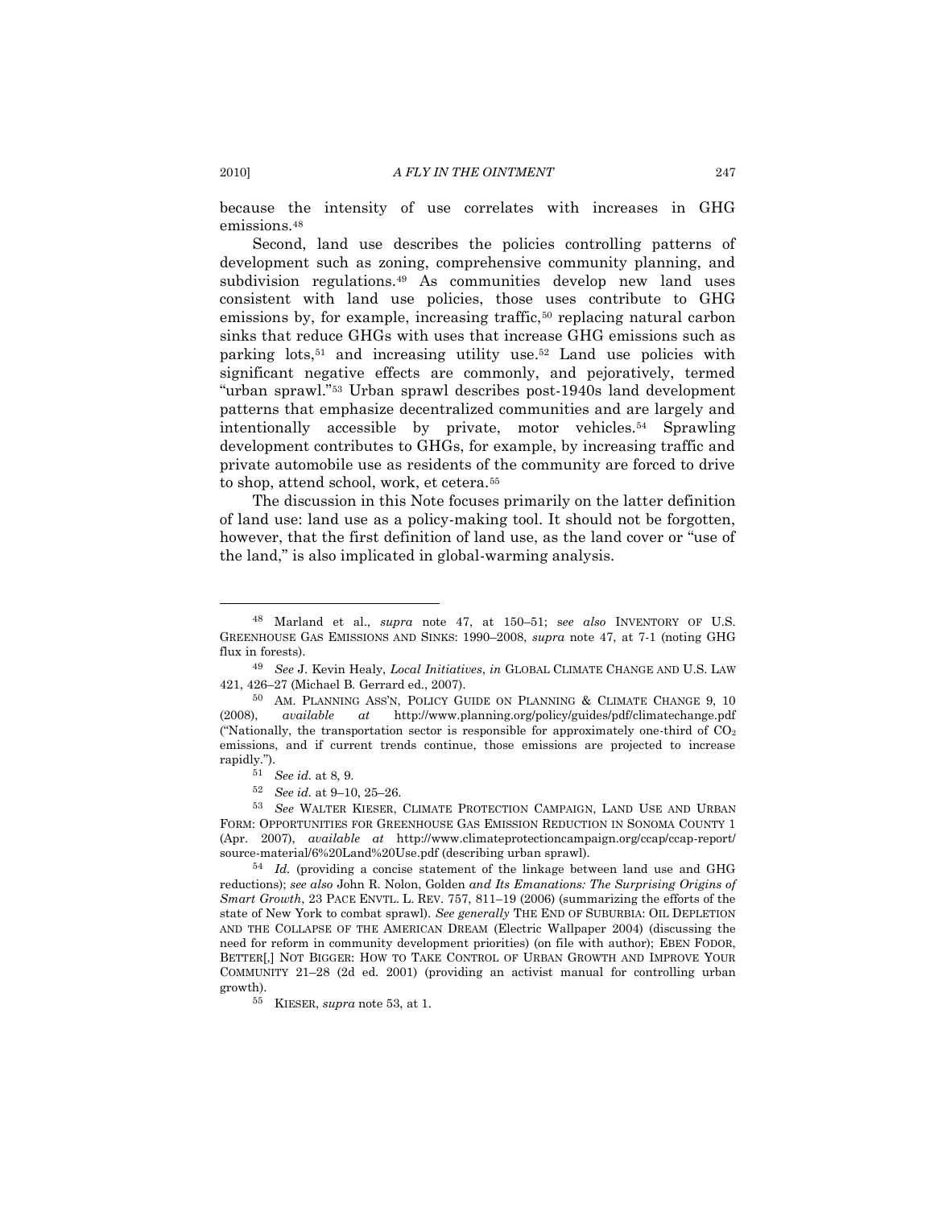because the intensity of use correlates with increases in GHG emissions.[48]

Second, land use describes the policies controlling patterns of development such as zoning, comprehensive community planning, and subdivision regulations.[49] As communities develop new land uses consistent with land use policies, those uses contribute to GHG emissions by, for example, increasing traffic,[50] replacing natural carbon sinks that reduce GHGs with uses that increase GHG emissions such as parking lots,[51] and increasing utility use.[52] Land use policies with significant negative effects are commonly, and pejoratively, termed "urban sprawl."[53] Urban sprawl describes post-1940s land development patterns that emphasize decentralized communities and are largely and intentionally accessible by private, motor vehicles.[54] Sprawling development contributes to GHGs, for example, by increasing traffic and private automobile use as residents of the community are forced to drive to shop, attend school, work, et cetera.[55]

The discussion in this Note focuses primarily on the latter definition of land use: land use as a policy-making tool. It should not be forgotten, however, that the first definition of land use, as the land cover or "use of the land," is also implicated in global-warming analysis.

---

[48] Marland et al., *supra* note 47, at 150–51; *see also* INVENTORY OF U.S. GREENHOUSE GAS EMISSIONS AND SINKS: 1990–2008, *supra* note 47, at 7-1 (noting GHG flux in forests).

[49] *See* J. Kevin Healy, *Local Initiatives*, *in* GLOBAL CLIMATE CHANGE AND U.S. LAW 421, 426–27 (Michael B. Gerrard ed., 2007).

[50] AM. PLANNING ASS'N, POLICY GUIDE ON PLANNING & CLIMATE CHANGE 9, 10 (2008), *available at* http://www.planning.org/policy/guides/pdf/climatechange.pdf ("Nationally, the transportation sector is responsible for approximately one-third of $CO_2$ emissions, and if current trends continue, those emissions are projected to increase rapidly.").

[51] *See id.* at 8, 9.

[52] *See id.* at 9–10, 25–26.

[53] *See* WALTER KIESER, CLIMATE PROTECTION CAMPAIGN, LAND USE AND URBAN FORM: OPPORTUNITIES FOR GREENHOUSE GAS EMISSION REDUCTION IN SONOMA COUNTY 1 (Apr. 2007), *available at* http://www.climateprotectioncampaign.org/ccap/ccap-report/source-material/6%20Land%20Use.pdf (describing urban sprawl).

[54] *Id.* (providing a concise statement of the linkage between land use and GHG reductions); *see also* John R. Nolon, Golden *and Its Emanations: The Surprising Origins of Smart Growth*, 23 PACE ENVTL. L. REV. 757, 811–19 (2006) (summarizing the efforts of the state of New York to combat sprawl). *See generally* THE END OF SUBURBIA: OIL DEPLETION AND THE COLLAPSE OF THE AMERICAN DREAM (Electric Wallpaper 2004) (discussing the need for reform in community development priorities) (on file with author); EBEN FODOR, BETTER[,] NOT BIGGER: HOW TO TAKE CONTROL OF URBAN GROWTH AND IMPROVE YOUR COMMUNITY 21–28 (2d ed. 2001) (providing an activist manual for controlling urban growth).

[55] KIESER, *supra* note 53, at 1.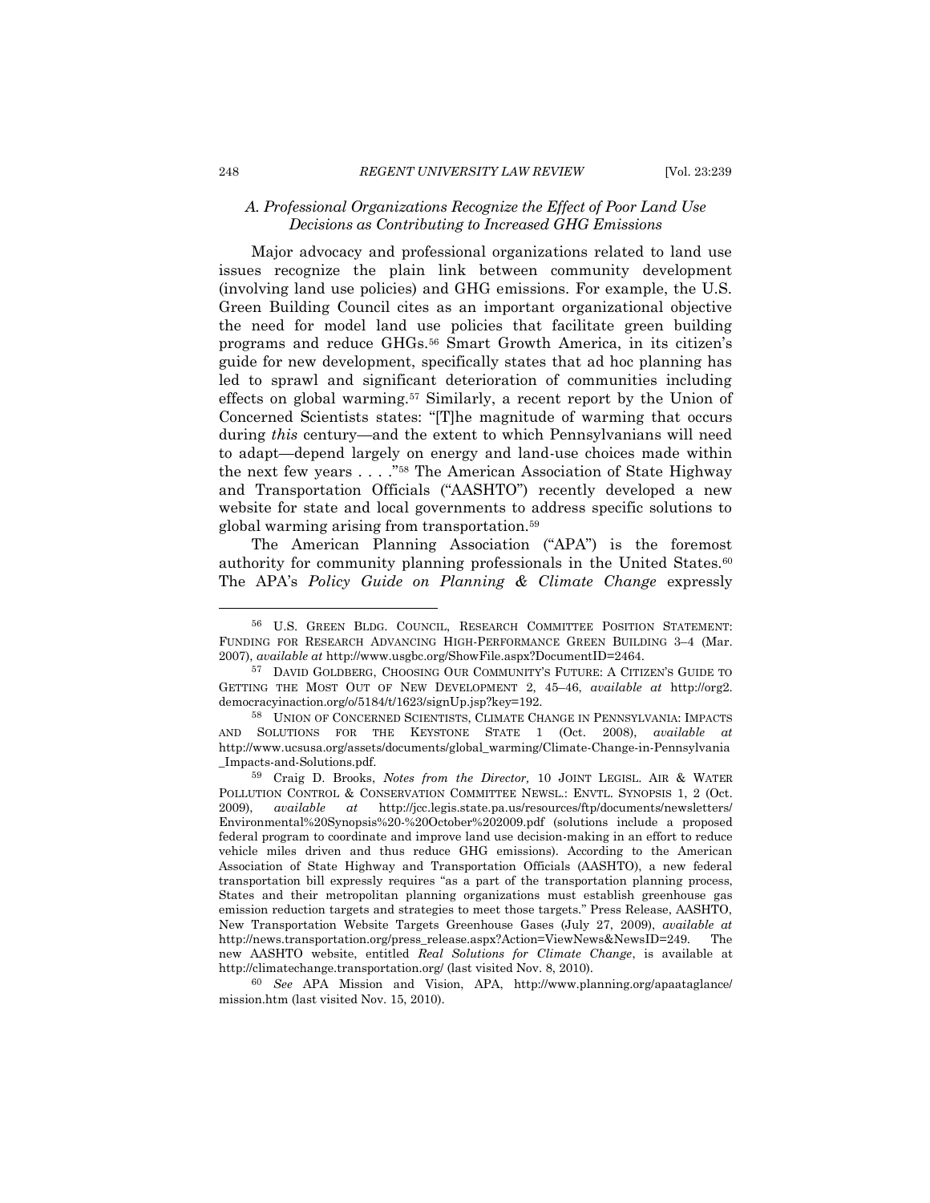### *A. Professional Organizations Recognize the Effect of Poor Land Use Decisions as Contributing to Increased GHG Emissions*

Major advocacy and professional organizations related to land use issues recognize the plain link between community development (involving land use policies) and GHG emissions. For example, the U.S. Green Building Council cites as an important organizational objective the need for model land use policies that facilitate green building programs and reduce GHGs.[56] Smart Growth America, in its citizen's guide for new development, specifically states that ad hoc planning has led to sprawl and significant deterioration of communities including effects on global warming.[57] Similarly, a recent report by the Union of Concerned Scientists states: "[T]he magnitude of warming that occurs during *this* century—and the extent to which Pennsylvanians will need to adapt—depend largely on energy and land-use choices made within the next few years . . . ."[58] The American Association of State Highway and Transportation Officials ("AASHTO") recently developed a new website for state and local governments to address specific solutions to global warming arising from transportation.[59]

The American Planning Association ("APA") is the foremost authority for community planning professionals in the United States.[60] The APA's *Policy Guide on Planning & Climate Change* expressly

---

[56] U.S. GREEN BLDG. COUNCIL, RESEARCH COMMITTEE POSITION STATEMENT: FUNDING FOR RESEARCH ADVANCING HIGH-PERFORMANCE GREEN BUILDING 3–4 (Mar. 2007), *available at* http://www.usgbc.org/ShowFile.aspx?DocumentID=2464.

[57] DAVID GOLDBERG, CHOOSING OUR COMMUNITY'S FUTURE: A CITIZEN'S GUIDE TO GETTING THE MOST OUT OF NEW DEVELOPMENT 2, 45–46, *available at* http://org2.democracyinaction.org/o/5184/t/1623/signUp.jsp?key=192.

[58] UNION OF CONCERNED SCIENTISTS, CLIMATE CHANGE IN PENNSYLVANIA: IMPACTS AND SOLUTIONS FOR THE KEYSTONE STATE 1 (Oct. 2008), *available at* http://www.ucsusa.org/assets/documents/global_warming/Climate-Change-in-Pennsylvania_Impacts-and-Solutions.pdf.

[59] Craig D. Brooks, *Notes from the Director,* 10 JOINT LEGISL. AIR & WATER POLLUTION CONTROL & CONSERVATION COMMITTEE NEWSL.: ENVTL. SYNOPSIS 1, 2 (Oct. 2009), *available at* http://jcc.legis.state.pa.us/resources/ftp/documents/newsletters/Environmental%20Synopsis%20-%20October%202009.pdf (solutions include a proposed federal program to coordinate and improve land use decision-making in an effort to reduce vehicle miles driven and thus reduce GHG emissions). According to the American Association of State Highway and Transportation Officials (AASHTO), a new federal transportation bill expressly requires "as a part of the transportation planning process, States and their metropolitan planning organizations must establish greenhouse gas emission reduction targets and strategies to meet those targets." Press Release, AASHTO, New Transportation Website Targets Greenhouse Gases (July 27, 2009), *available at* http://news.transportation.org/press_release.aspx?Action=ViewNews&NewsID=249. The new AASHTO website, entitled *Real Solutions for Climate Change*, is available at http://climatechange.transportation.org/ (last visited Nov. 8, 2010).

[60] *See* APA Mission and Vision, APA, http://www.planning.org/apaataglance/mission.htm (last visited Nov. 15, 2010).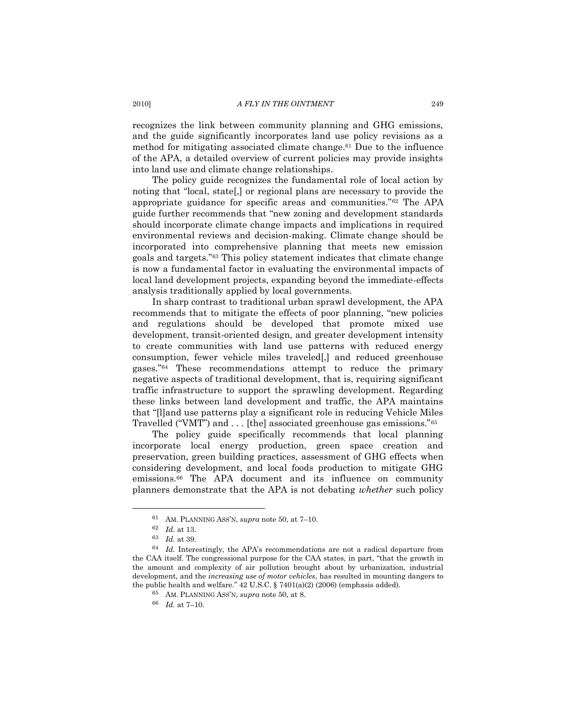recognizes the link between community planning and GHG emissions, and the guide significantly incorporates land use policy revisions as a method for mitigating associated climate change.[61] Due to the influence of the APA, a detailed overview of current policies may provide insights into land use and climate change relationships.

The policy guide recognizes the fundamental role of local action by noting that "local, state[,] or regional plans are necessary to provide the appropriate guidance for specific areas and communities."[62] The APA guide further recommends that "new zoning and development standards should incorporate climate change impacts and implications in required environmental reviews and decision-making. Climate change should be incorporated into comprehensive planning that meets new emission goals and targets."[63] This policy statement indicates that climate change is now a fundamental factor in evaluating the environmental impacts of local land development projects, expanding beyond the immediate-effects analysis traditionally applied by local governments.

In sharp contrast to traditional urban sprawl development, the APA recommends that to mitigate the effects of poor planning, "new policies and regulations should be developed that promote mixed use development, transit-oriented design, and greater development intensity to create communities with land use patterns with reduced energy consumption, fewer vehicle miles traveled[,] and reduced greenhouse gases."[64] These recommendations attempt to reduce the primary negative aspects of traditional development, that is, requiring significant traffic infrastructure to support the sprawling development. Regarding these links between land development and traffic, the APA maintains that "[l]and use patterns play a significant role in reducing Vehicle Miles Travelled ("VMT") and . . . [the] associated greenhouse gas emissions."[65]

The policy guide specifically recommends that local planning incorporate local energy production, green space creation and preservation, green building practices, assessment of GHG effects when considering development, and local foods production to mitigate GHG emissions.[66] The APA document and its influence on community planners demonstrate that the APA is not debating *whether* such policy

---

[61] AM. PLANNING ASS'N, *supra* note 50, at 7–10.

[62] *Id*. at 13.

[63] *Id.* at 39.

[64] *Id.* Interestingly, the APA's recommendations are not a radical departure from the CAA itself. The congressional purpose for the CAA states, in part, "that the growth in the amount and complexity of air pollution brought about by urbanization, industrial development, and the *increasing use of motor vehicles*, has resulted in mounting dangers to the public health and welfare." 42 U.S.C. § 7401(a)(2) (2006) (emphasis added).

[65] AM. PLANNING ASS'N, *supra* note 50, at 8.

[66] *Id.* at 7–10.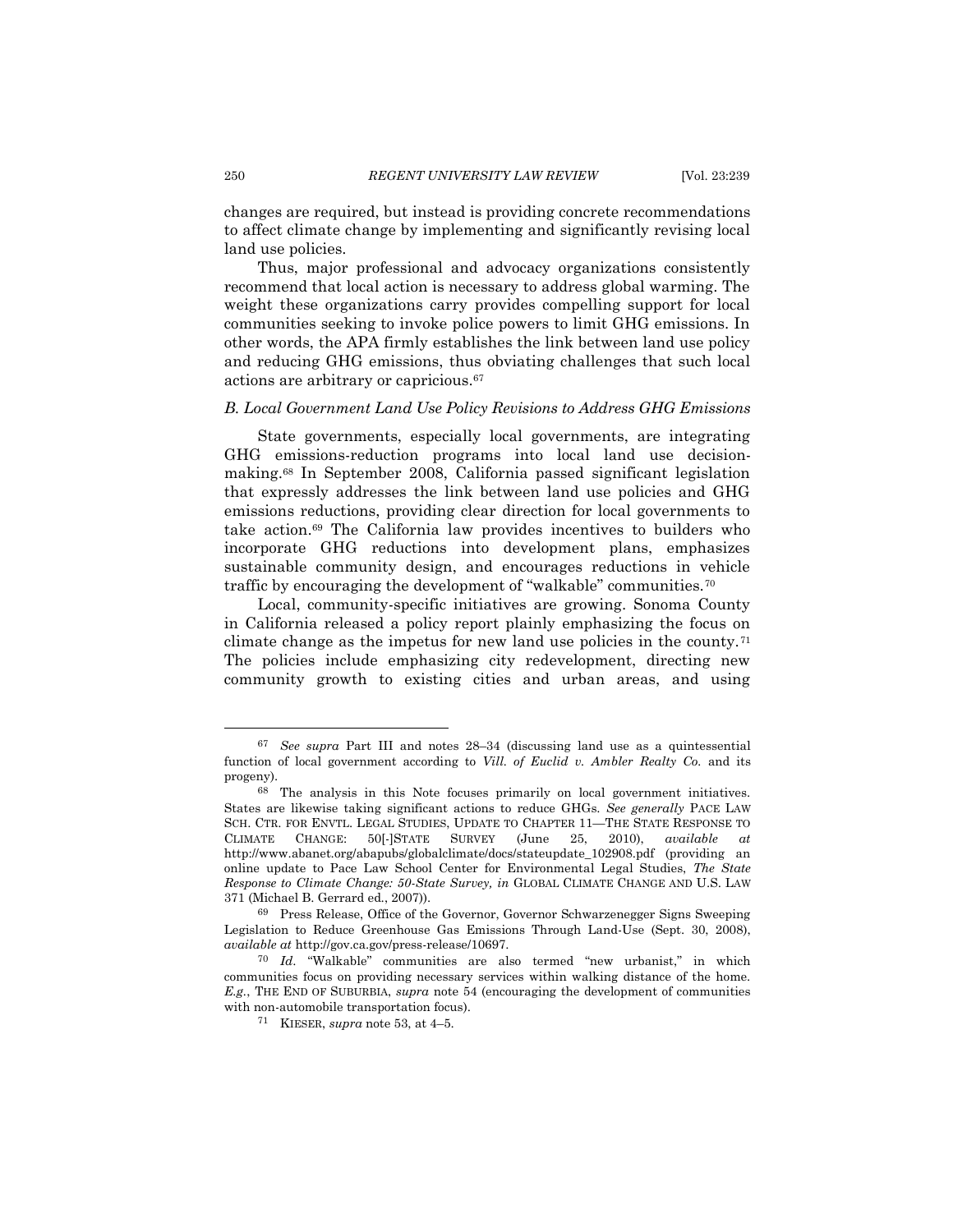changes are required, but instead is providing concrete recommendations to affect climate change by implementing and significantly revising local land use policies.

Thus, major professional and advocacy organizations consistently recommend that local action is necessary to address global warming. The weight these organizations carry provides compelling support for local communities seeking to invoke police powers to limit GHG emissions. In other words, the APA firmly establishes the link between land use policy and reducing GHG emissions, thus obviating challenges that such local actions are arbitrary or capricious.[67]

### *B. Local Government Land Use Policy Revisions to Address GHG Emissions*

State governments, especially local governments, are integrating GHG emissions-reduction programs into local land use decision-making.[68] In September 2008, California passed significant legislation that expressly addresses the link between land use policies and GHG emissions reductions, providing clear direction for local governments to take action.[69] The California law provides incentives to builders who incorporate GHG reductions into development plans, emphasizes sustainable community design, and encourages reductions in vehicle traffic by encouraging the development of "walkable" communities.[70]

Local, community-specific initiatives are growing. Sonoma County in California released a policy report plainly emphasizing the focus on climate change as the impetus for new land use policies in the county.[71] The policies include emphasizing city redevelopment, directing new community growth to existing cities and urban areas, and using

---

[67] *See supra* Part III and notes 28–34 (discussing land use as a quintessential function of local government according to *Vill. of Euclid v. Ambler Realty Co.* and its progeny).

[68] The analysis in this Note focuses primarily on local government initiatives. States are likewise taking significant actions to reduce GHGs. *See generally* PACE LAW SCH. CTR. FOR ENVTL. LEGAL STUDIES, UPDATE TO CHAPTER 11—THE STATE RESPONSE TO CLIMATE CHANGE: 50[-]STATE SURVEY (June 25, 2010), *available at* http://www.abanet.org/abapubs/globalclimate/docs/stateupdate_102908.pdf (providing an online update to Pace Law School Center for Environmental Legal Studies, *The State Response to Climate Change: 50-State Survey, in* GLOBAL CLIMATE CHANGE AND U.S. LAW 371 (Michael B. Gerrard ed., 2007)).

[69] Press Release, Office of the Governor, Governor Schwarzenegger Signs Sweeping Legislation to Reduce Greenhouse Gas Emissions Through Land-Use (Sept. 30, 2008), *available at* http://gov.ca.gov/press-release/10697.

[70] *Id.* "Walkable" communities are also termed "new urbanist," in which communities focus on providing necessary services within walking distance of the home. *E.g.*, THE END OF SUBURBIA, *supra* note 54 (encouraging the development of communities with non-automobile transportation focus).

[71] KIESER, *supra* note 53, at 4–5.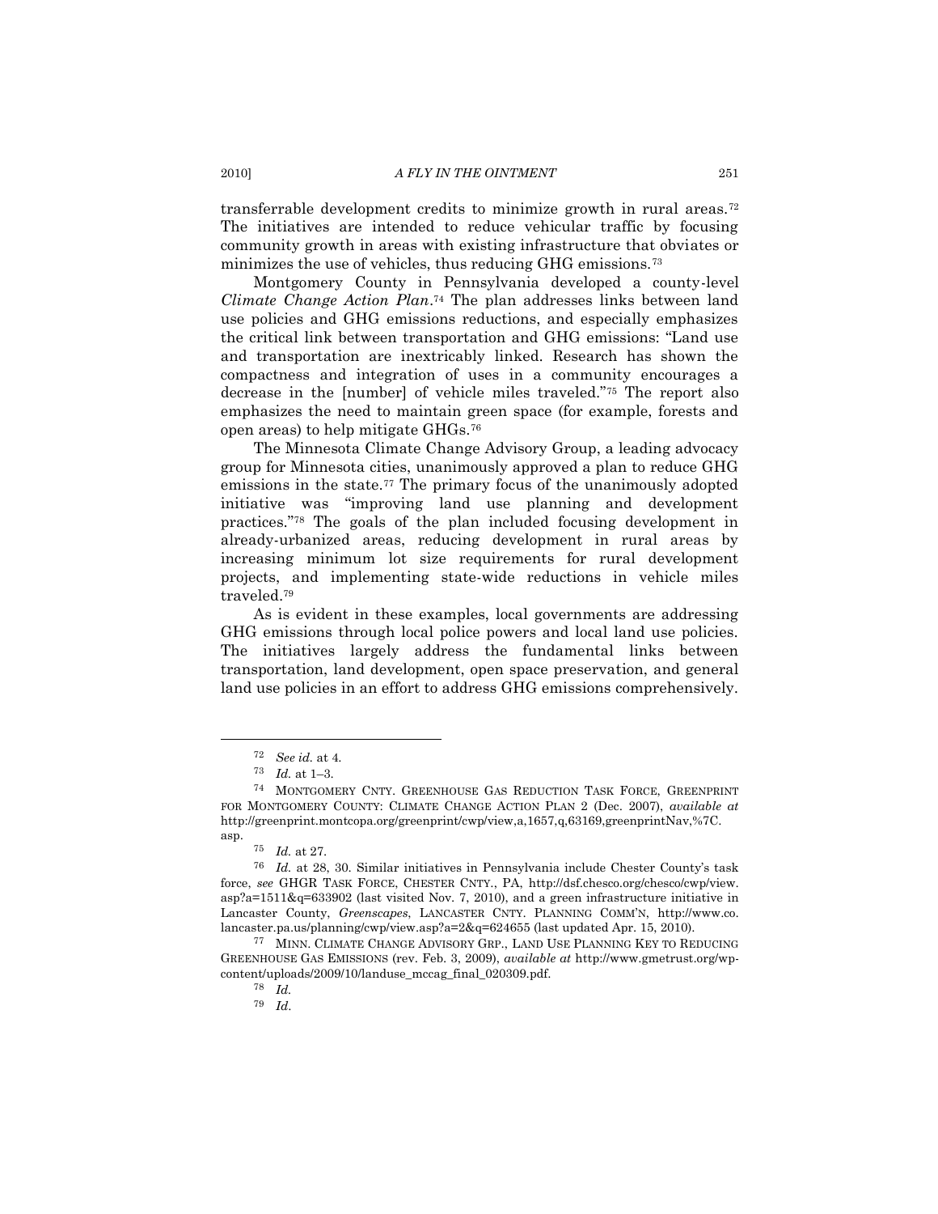transferrable development credits to minimize growth in rural areas.[72] The initiatives are intended to reduce vehicular traffic by focusing community growth in areas with existing infrastructure that obviates or minimizes the use of vehicles, thus reducing GHG emissions.[73]

Montgomery County in Pennsylvania developed a county-level *Climate Change Action Plan*.[74] The plan addresses links between land use policies and GHG emissions reductions, and especially emphasizes the critical link between transportation and GHG emissions: "Land use and transportation are inextricably linked. Research has shown the compactness and integration of uses in a community encourages a decrease in the [number] of vehicle miles traveled."[75] The report also emphasizes the need to maintain green space (for example, forests and open areas) to help mitigate GHGs.[76]

The Minnesota Climate Change Advisory Group, a leading advocacy group for Minnesota cities, unanimously approved a plan to reduce GHG emissions in the state.[77] The primary focus of the unanimously adopted initiative was "improving land use planning and development practices."[78] The goals of the plan included focusing development in already-urbanized areas, reducing development in rural areas by increasing minimum lot size requirements for rural development projects, and implementing state-wide reductions in vehicle miles traveled.[79]

As is evident in these examples, local governments are addressing GHG emissions through local police powers and local land use policies. The initiatives largely address the fundamental links between transportation, land development, open space preservation, and general land use policies in an effort to address GHG emissions comprehensively.

---

[72] *See id.* at 4.

[73] *Id.* at 1–3.

[74] MONTGOMERY CNTY. GREENHOUSE GAS REDUCTION TASK FORCE, GREENPRINT FOR MONTGOMERY COUNTY: CLIMATE CHANGE ACTION PLAN 2 (Dec. 2007), *available at* http://greenprint.montcopa.org/greenprint/cwp/view,a,1657,q,63169,greenprintNav,%7C.asp.

[75] *Id.* at 27.

[76] *Id.* at 28, 30. Similar initiatives in Pennsylvania include Chester County's task force, *see* GHGR TASK FORCE, CHESTER CNTY., PA, http://dsf.chesco.org/chesco/cwp/view.asp?a=1511&q=633902 (last visited Nov. 7, 2010), and a green infrastructure initiative in Lancaster County, *Greenscapes*, LANCASTER CNTY. PLANNING COMM'N, http://www.co.lancaster.pa.us/planning/cwp/view.asp?a=2&q=624655 (last updated Apr. 15, 2010).

[77] MINN. CLIMATE CHANGE ADVISORY GRP., LAND USE PLANNING KEY TO REDUCING GREENHOUSE GAS EMISSIONS (rev. Feb. 3, 2009), *available at* http://www.gmetrust.org/wp-content/uploads/2009/10/landuse_mccag_final_020309.pdf.

[78] *Id.*

[79] *Id.*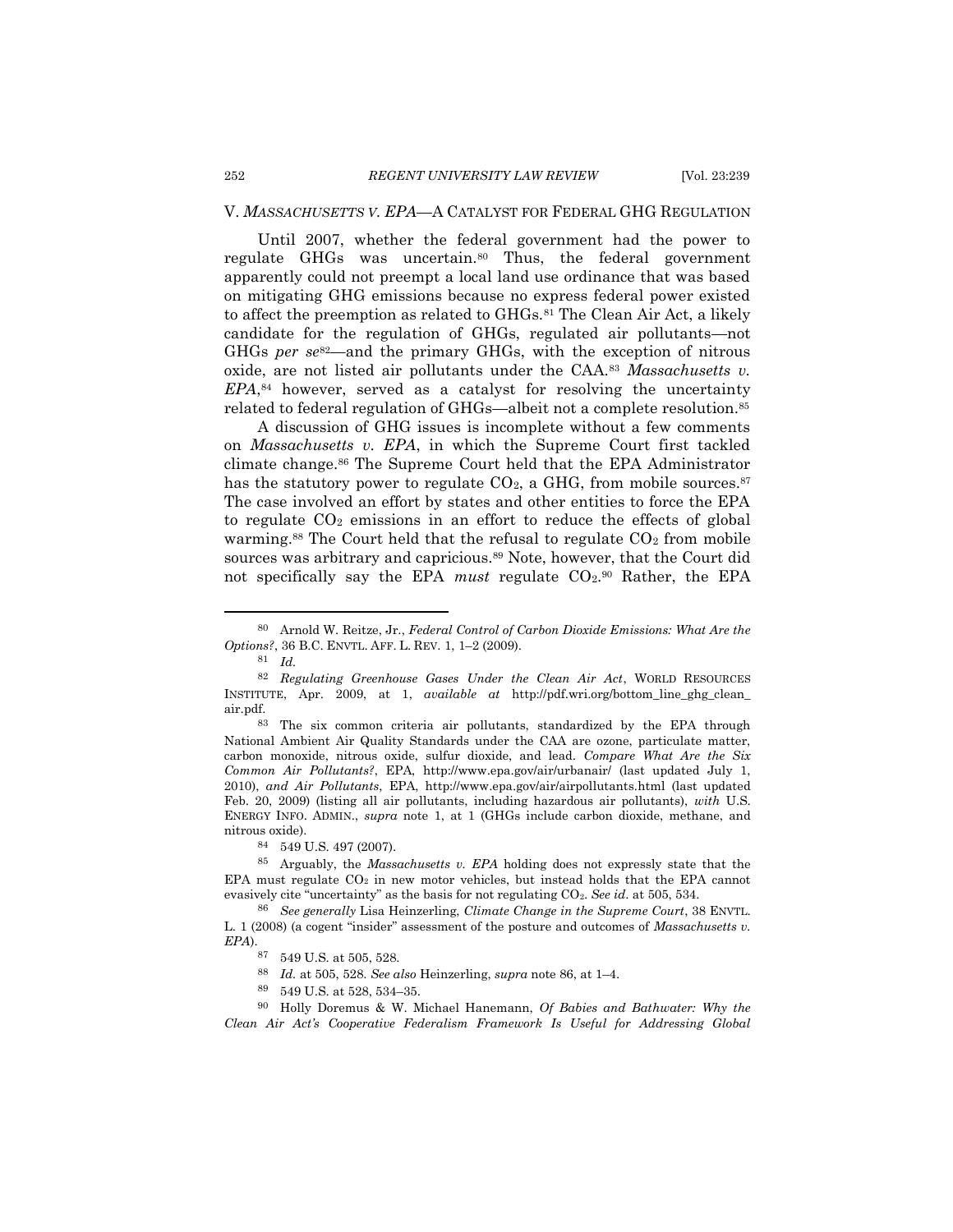## V. *MASSACHUSETTS V. EPA*—A CATALYST FOR FEDERAL GHG REGULATION

Until 2007, whether the federal government had the power to regulate GHGs was uncertain.[80] Thus, the federal government apparently could not preempt a local land use ordinance that was based on mitigating GHG emissions because no express federal power existed to affect the preemption as related to GHGs.[81] The Clean Air Act, a likely candidate for the regulation of GHGs, regulated air pollutants—not GHGs *per se*[82]—and the primary GHGs, with the exception of nitrous oxide, are not listed air pollutants under the CAA.[83] *Massachusetts v. EPA*,[84] however, served as a catalyst for resolving the uncertainty related to federal regulation of GHGs—albeit not a complete resolution.[85]

A discussion of GHG issues is incomplete without a few comments on *Massachusetts v. EPA*, in which the Supreme Court first tackled climate change.[86] The Supreme Court held that the EPA Administrator has the statutory power to regulate $CO_2$, a GHG, from mobile sources.[87] The case involved an effort by states and other entities to force the EPA to regulate $CO_2$ emissions in an effort to reduce the effects of global warming.[88] The Court held that the refusal to regulate $CO_2$ from mobile sources was arbitrary and capricious.[89] Note, however, that the Court did not specifically say the EPA *must* regulate $CO_2$.[90] Rather, the EPA

---

[80] Arnold W. Reitze, Jr., *Federal Control of Carbon Dioxide Emissions: What Are the Options?*, 36 B.C. ENVTL. AFF. L. REV. 1, 1–2 (2009).

[81] *Id.*

[82] *Regulating Greenhouse Gases Under the Clean Air Act*, WORLD RESOURCES INSTITUTE, Apr. 2009, at 1, *available at* http://pdf.wri.org/bottom_line_ghg_clean_air.pdf.

[83] The six common criteria air pollutants, standardized by the EPA through National Ambient Air Quality Standards under the CAA are ozone, particulate matter, carbon monoxide, nitrous oxide, sulfur dioxide, and lead. *Compare What Are the Six Common Air Pollutants?*, EPA, http://www.epa.gov/air/urbanair/ (last updated July 1, 2010), *and Air Pollutants*, EPA, http://www.epa.gov/air/airpollutants.html (last updated Feb. 20, 2009) (listing all air pollutants, including hazardous air pollutants), *with* U.S. ENERGY INFO. ADMIN., *supra* note 1, at 1 (GHGs include carbon dioxide, methane, and nitrous oxide).

[84] 549 U.S. 497 (2007).

[85] Arguably, the *Massachusetts v. EPA* holding does not expressly state that the EPA must regulate $CO_2$ in new motor vehicles, but instead holds that the EPA cannot evasively cite "uncertainty" as the basis for not regulating $CO_2$. *See id*. at 505, 534.

[86] *See generally* Lisa Heinzerling, *Climate Change in the Supreme Court*, 38 ENVTL. L. 1 (2008) (a cogent "insider" assessment of the posture and outcomes of *Massachusetts v. EPA*).

[87] 549 U.S. at 505, 528.

[88] *Id.* at 505, 528. *See also* Heinzerling, *supra* note 86, at 1–4.

[89] 549 U.S. at 528, 534–35.

[90] Holly Doremus & W. Michael Hanemann, *Of Babies and Bathwater: Why the Clean Air Act's Cooperative Federalism Framework Is Useful for Addressing Global*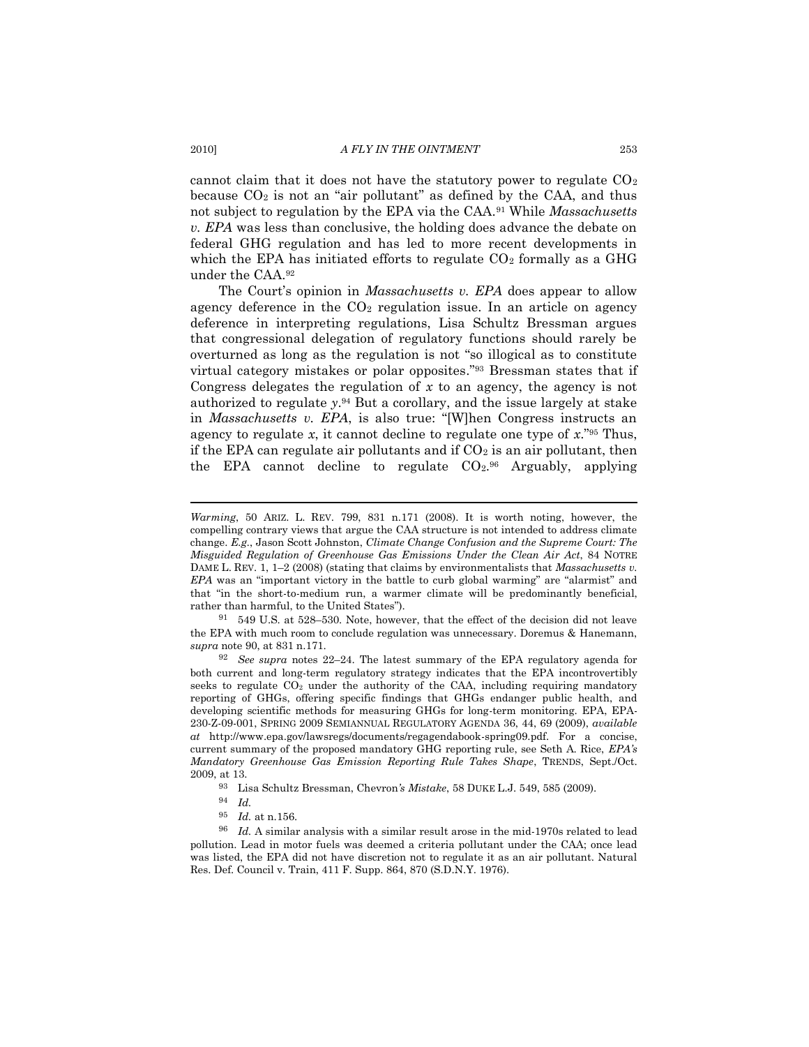cannot claim that it does not have the statutory power to regulate $CO_2$ because $CO_2$ is not an "air pollutant" as defined by the CAA, and thus not subject to regulation by the EPA via the CAA.[91] While *Massachusetts v. EPA* was less than conclusive, the holding does advance the debate on federal GHG regulation and has led to more recent developments in which the EPA has initiated efforts to regulate $CO_2$ formally as a GHG under the CAA.[92]

The Court's opinion in *Massachusetts v. EPA* does appear to allow agency deference in the $CO_2$ regulation issue. In an article on agency deference in interpreting regulations, Lisa Schultz Bressman argues that congressional delegation of regulatory functions should rarely be overturned as long as the regulation is not "so illogical as to constitute virtual category mistakes or polar opposites."[93] Bressman states that if Congress delegates the regulation of *x* to an agency, the agency is not authorized to regulate *y*.[94] But a corollary, and the issue largely at stake in *Massachusetts v. EPA*, is also true: "[W]hen Congress instructs an agency to regulate *x*, it cannot decline to regulate one type of *x*."[95] Thus, if the EPA can regulate air pollutants and if $CO_2$ is an air pollutant, then the EPA cannot decline to regulate $CO_2$.[96] Arguably, applying

---

*Warming*, 50 ARIZ. L. REV. 799, 831 n.171 (2008). It is worth noting, however, the compelling contrary views that argue the CAA structure is not intended to address climate change. *E.g.*, Jason Scott Johnston, *Climate Change Confusion and the Supreme Court: The Misguided Regulation of Greenhouse Gas Emissions Under the Clean Air Act*, 84 NOTRE DAME L. REV. 1, 1–2 (2008) (stating that claims by environmentalists that *Massachusetts v. EPA* was an "important victory in the battle to curb global warming" are "alarmist" and that "in the short-to-medium run, a warmer climate will be predominantly beneficial, rather than harmful, to the United States").

[91] 549 U.S. at 528–530. Note, however, that the effect of the decision did not leave the EPA with much room to conclude regulation was unnecessary. Doremus & Hanemann, *supra* note 90, at 831 n.171.

[92] *See supra* notes 22–24. The latest summary of the EPA regulatory agenda for both current and long-term regulatory strategy indicates that the EPA incontrovertibly seeks to regulate $CO_2$ under the authority of the CAA, including requiring mandatory reporting of GHGs, offering specific findings that GHGs endanger public health, and developing scientific methods for measuring GHGs for long-term monitoring. EPA, EPA-230-Z-09-001, SPRING 2009 SEMIANNUAL REGULATORY AGENDA 36, 44, 69 (2009), *available at* http://www.epa.gov/lawsregs/documents/regagendabook-spring09.pdf. For a concise, current summary of the proposed mandatory GHG reporting rule, see Seth A. Rice, *EPA's Mandatory Greenhouse Gas Emission Reporting Rule Takes Shape*, TRENDS, Sept./Oct. 2009, at 13.

[93] Lisa Schultz Bressman, Chevron*'s Mistake*, 58 DUKE L.J. 549, 585 (2009).

[94] *Id.*

[95] *Id.* at n.156.

[96] *Id.* A similar analysis with a similar result arose in the mid-1970s related to lead pollution. Lead in motor fuels was deemed a criteria pollutant under the CAA; once lead was listed, the EPA did not have discretion not to regulate it as an air pollutant. Natural Res. Def. Council v. Train, 411 F. Supp. 864, 870 (S.D.N.Y. 1976).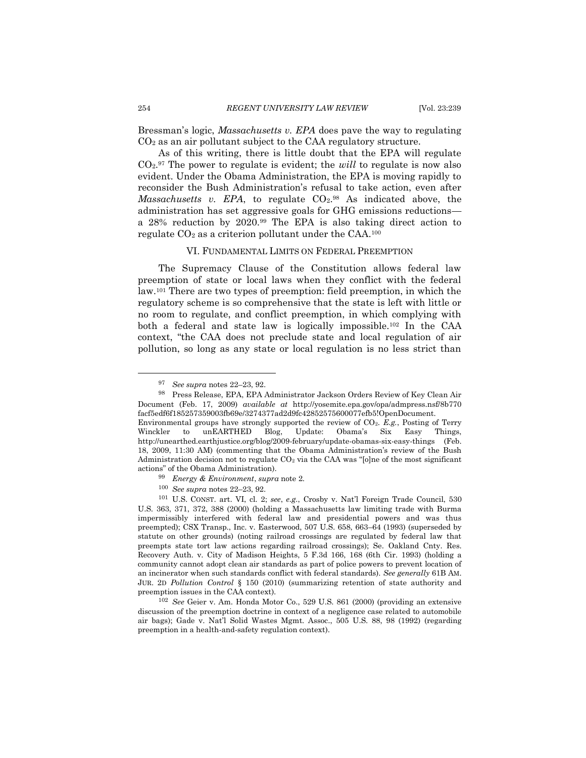Bressman's logic, *Massachusetts v. EPA* does pave the way to regulating $CO_2$ as an air pollutant subject to the CAA regulatory structure.

As of this writing, there is little doubt that the EPA will regulate $CO_2$.[97] The power to regulate is evident; the *will* to regulate is now also evident. Under the Obama Administration, the EPA is moving rapidly to reconsider the Bush Administration's refusal to take action, even after *Massachusetts v. EPA*, to regulate $CO_2$.[98] As indicated above, the administration has set aggressive goals for GHG emissions reductions—a 28% reduction by 2020.[99] The EPA is also taking direct action to regulate $CO_2$ as a criterion pollutant under the CAA.[100]

## VI. FUNDAMENTAL LIMITS ON FEDERAL PREEMPTION

The Supremacy Clause of the Constitution allows federal law preemption of state or local laws when they conflict with the federal law.[101] There are two types of preemption: field preemption, in which the regulatory scheme is so comprehensive that the state is left with little or no room to regulate, and conflict preemption, in which complying with both a federal and state law is logically impossible.[102] In the CAA context, "the CAA does not preclude state and local regulation of air pollution, so long as any state or local regulation is no less strict than

---

[97] *See supra* notes 22–23, 92.

[98] Press Release, EPA, EPA Administrator Jackson Orders Review of Key Clean Air Document (Feb. 17, 2009) *available at* http://yosemite.epa.gov/opa/admpress.nsf/8b770facf5edf6f185257359003fb69e/3274377ad2d9fc42852575600077efb5!OpenDocument. Environmental groups have strongly supported the review of $CO_2$. *E.g.*, Posting of Terry Winckler to unEARTHED Blog, Update: Obama's Six Easy Things, http://unearthed.earthjustice.org/blog/2009-february/update-obamas-six-easy-things (Feb. 18, 2009, 11:30 AM) (commenting that the Obama Administration's review of the Bush Administration decision not to regulate $CO_2$ via the CAA was "[o]ne of the most significant actions" of the Obama Administration).

[99] *Energy & Environment*, *supra* note 2.

[100] *See supra* notes 22–23, 92.

[101] U.S. CONST. art. VI, cl. 2; *see*, *e.g.*, Crosby v. Nat'l Foreign Trade Council, 530 U.S. 363, 371, 372, 388 (2000) (holding a Massachusetts law limiting trade with Burma impermissibly interfered with federal law and presidential powers and was thus preempted); CSX Transp., Inc. v. Easterwood, 507 U.S. 658, 663–64 (1993) (superseded by statute on other grounds) (noting railroad crossings are regulated by federal law that preempts state tort law actions regarding railroad crossings); Se. Oakland Cnty. Res. Recovery Auth. v. City of Madison Heights, 5 F.3d 166, 168 (6th Cir. 1993) (holding a community cannot adopt clean air standards as part of police powers to prevent location of an incinerator when such standards conflict with federal standards). *See generally* 61B AM. JUR. 2D *Pollution Control* § 150 (2010) (summarizing retention of state authority and preemption issues in the CAA context).

[102] *See* Geier v. Am. Honda Motor Co., 529 U.S. 861 (2000) (providing an extensive discussion of the preemption doctrine in context of a negligence case related to automobile air bags); Gade v. Nat'l Solid Wastes Mgmt. Assoc., 505 U.S. 88, 98 (1992) (regarding preemption in a health-and-safety regulation context).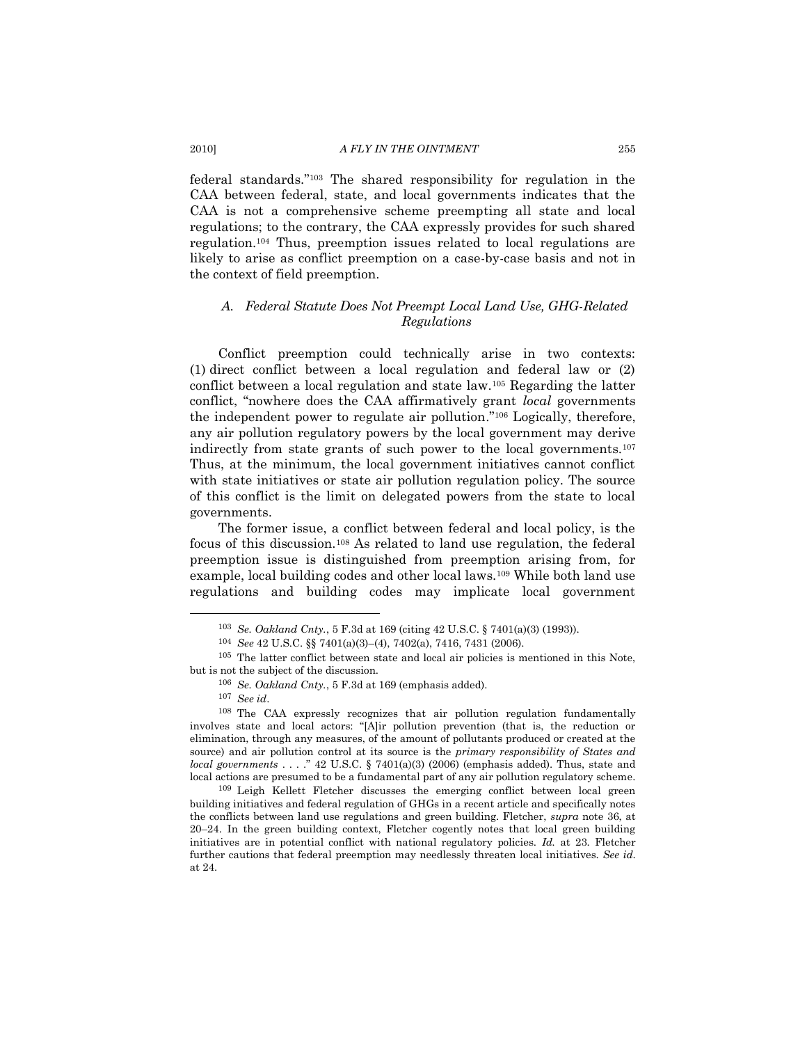federal standards."[103] The shared responsibility for regulation in the CAA between federal, state, and local governments indicates that the CAA is not a comprehensive scheme preempting all state and local regulations; to the contrary, the CAA expressly provides for such shared regulation.[104] Thus, preemption issues related to local regulations are likely to arise as conflict preemption on a case-by-case basis and not in the context of field preemption.

### *A. Federal Statute Does Not Preempt Local Land Use, GHG-Related Regulations*

Conflict preemption could technically arise in two contexts: (1) direct conflict between a local regulation and federal law or (2) conflict between a local regulation and state law.[105] Regarding the latter conflict, "nowhere does the CAA affirmatively grant *local* governments the independent power to regulate air pollution."[106] Logically, therefore, any air pollution regulatory powers by the local government may derive indirectly from state grants of such power to the local governments.[107] Thus, at the minimum, the local government initiatives cannot conflict with state initiatives or state air pollution regulation policy. The source of this conflict is the limit on delegated powers from the state to local governments.

The former issue, a conflict between federal and local policy, is the focus of this discussion.[108] As related to land use regulation, the federal preemption issue is distinguished from preemption arising from, for example, local building codes and other local laws.[109] While both land use regulations and building codes may implicate local government

---

[103] *Se. Oakland Cnty.*, 5 F.3d at 169 (citing 42 U.S.C. § 7401(a)(3) (1993)).

[104] *See* 42 U.S.C. §§ 7401(a)(3)–(4), 7402(a), 7416, 7431 (2006).

[105] The latter conflict between state and local air policies is mentioned in this Note, but is not the subject of the discussion.

[106] *Se. Oakland Cnty.*, 5 F.3d at 169 (emphasis added).

[107] *See id*.

[108] The CAA expressly recognizes that air pollution regulation fundamentally involves state and local actors: "[A]ir pollution prevention (that is, the reduction or elimination, through any measures, of the amount of pollutants produced or created at the source) and air pollution control at its source is the *primary responsibility of States and local governments* . . . ." 42 U.S.C. § 7401(a)(3) (2006) (emphasis added). Thus, state and local actions are presumed to be a fundamental part of any air pollution regulatory scheme.

[109] Leigh Kellett Fletcher discusses the emerging conflict between local green building initiatives and federal regulation of GHGs in a recent article and specifically notes the conflicts between land use regulations and green building. Fletcher, *supra* note 36, at 20–24. In the green building context, Fletcher cogently notes that local green building initiatives are in potential conflict with national regulatory policies. *Id.* at 23. Fletcher further cautions that federal preemption may needlessly threaten local initiatives. *See id*. at 24.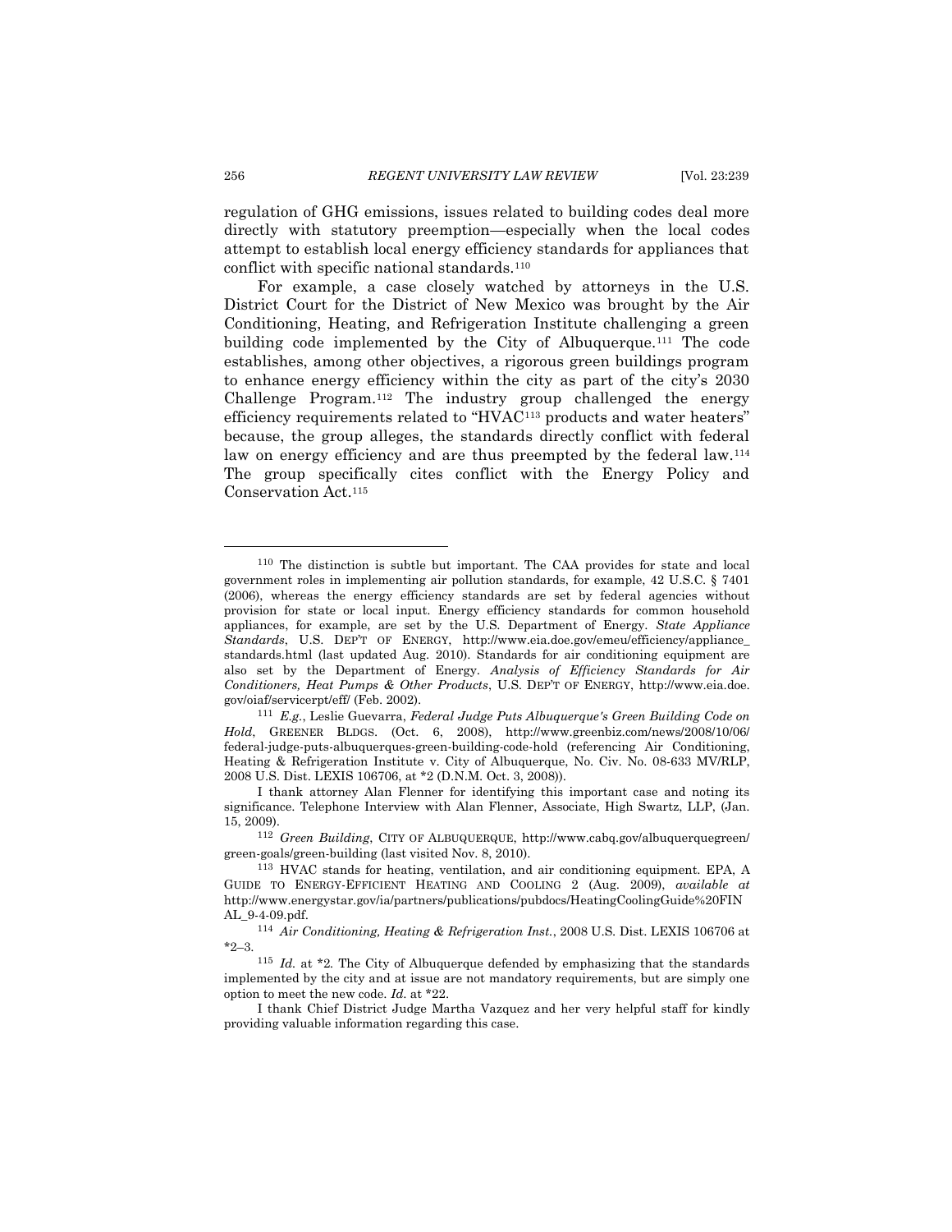regulation of GHG emissions, issues related to building codes deal more directly with statutory preemption—especially when the local codes attempt to establish local energy efficiency standards for appliances that conflict with specific national standards.[110]

For example, a case closely watched by attorneys in the U.S. District Court for the District of New Mexico was brought by the Air Conditioning, Heating, and Refrigeration Institute challenging a green building code implemented by the City of Albuquerque.[111] The code establishes, among other objectives, a rigorous green buildings program to enhance energy efficiency within the city as part of the city's 2030 Challenge Program.[112] The industry group challenged the energy efficiency requirements related to "HVAC[113] products and water heaters" because, the group alleges, the standards directly conflict with federal law on energy efficiency and are thus preempted by the federal law.[114] The group specifically cites conflict with the Energy Policy and Conservation Act.[115]

---

[110] The distinction is subtle but important. The CAA provides for state and local government roles in implementing air pollution standards, for example, 42 U.S.C. § 7401 (2006), whereas the energy efficiency standards are set by federal agencies without provision for state or local input. Energy efficiency standards for common household appliances, for example, are set by the U.S. Department of Energy. *State Appliance Standards*, U.S. DEP'T OF ENERGY, http://www.eia.doe.gov/emeu/efficiency/appliance_standards.html (last updated Aug. 2010). Standards for air conditioning equipment are also set by the Department of Energy. *Analysis of Efficiency Standards for Air Conditioners, Heat Pumps & Other Products*, U.S. DEP'T OF ENERGY, http://www.eia.doe.gov/oiaf/servicerpt/eff/ (Feb. 2002).

[111] *E.g.*, Leslie Guevarra, *Federal Judge Puts Albuquerque's Green Building Code on Hold*, GREENER BLDGS. (Oct. 6, 2008), http://www.greenbiz.com/news/2008/10/06/federal-judge-puts-albuquerques-green-building-code-hold (referencing Air Conditioning, Heating & Refrigeration Institute v. City of Albuquerque, No. Civ. No. 08-633 MV/RLP, 2008 U.S. Dist. LEXIS 106706, at *2 (D.N.M. Oct. 3, 2008)).

I thank attorney Alan Flenner for identifying this important case and noting its significance. Telephone Interview with Alan Flenner, Associate, High Swartz, LLP, (Jan. 15, 2009).

[112] *Green Building*, CITY OF ALBUQUERQUE, http://www.cabq.gov/albuquerquegreen/green-goals/green-building (last visited Nov. 8, 2010).

[113] HVAC stands for heating, ventilation, and air conditioning equipment. EPA, A GUIDE TO ENERGY-EFFICIENT HEATING AND COOLING 2 (Aug. 2009), *available at* http://www.energystar.gov/ia/partners/publications/pubdocs/HeatingCoolingGuide%20FINAL_9-4-09.pdf.

[114] *Air Conditioning, Heating & Refrigeration Inst.*, 2008 U.S. Dist. LEXIS 106706 at *2–3.

[115] *Id.* at *2. The City of Albuquerque defended by emphasizing that the standards implemented by the city and at issue are not mandatory requirements, but are simply one option to meet the new code. *Id.* at *22.

I thank Chief District Judge Martha Vazquez and her very helpful staff for kindly providing valuable information regarding this case.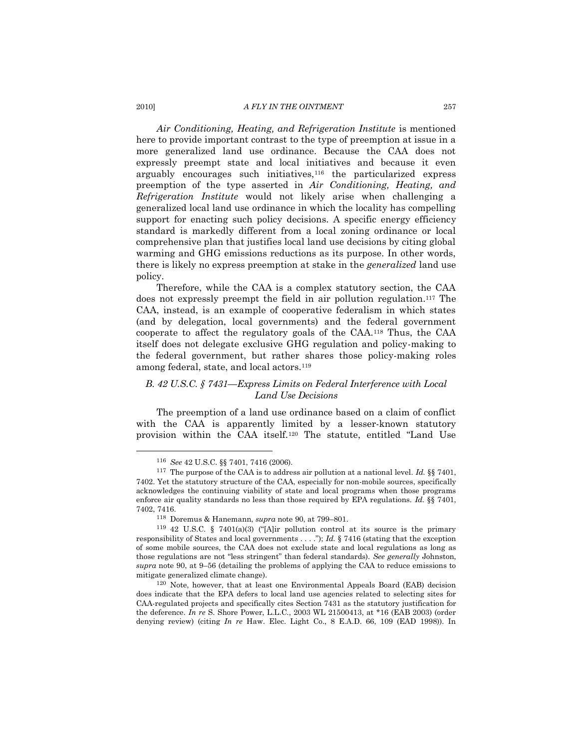*Air Conditioning, Heating, and Refrigeration Institute* is mentioned here to provide important contrast to the type of preemption at issue in a more generalized land use ordinance. Because the CAA does not expressly preempt state and local initiatives and because it even arguably encourages such initiatives,[116] the particularized express preemption of the type asserted in *Air Conditioning, Heating, and Refrigeration Institute* would not likely arise when challenging a generalized local land use ordinance in which the locality has compelling support for enacting such policy decisions. A specific energy efficiency standard is markedly different from a local zoning ordinance or local comprehensive plan that justifies local land use decisions by citing global warming and GHG emissions reductions as its purpose. In other words, there is likely no express preemption at stake in the *generalized* land use policy.

Therefore, while the CAA is a complex statutory section, the CAA does not expressly preempt the field in air pollution regulation.[117] The CAA, instead, is an example of cooperative federalism in which states (and by delegation, local governments) and the federal government cooperate to affect the regulatory goals of the CAA.[118] Thus, the CAA itself does not delegate exclusive GHG regulation and policy-making to the federal government, but rather shares those policy-making roles among federal, state, and local actors.[119]

### *B. 42 U.S.C. § 7431—Express Limits on Federal Interference with Local Land Use Decisions*

The preemption of a land use ordinance based on a claim of conflict with the CAA is apparently limited by a lesser-known statutory provision within the CAA itself.[120] The statute, entitled "Land Use

---

[116] *See* 42 U.S.C. §§ 7401, 7416 (2006).

[117] The purpose of the CAA is to address air pollution at a national level. *Id.* §§ 7401, 7402. Yet the statutory structure of the CAA, especially for non-mobile sources, specifically acknowledges the continuing viability of state and local programs when those programs enforce air quality standards no less than those required by EPA regulations. *Id.* §§ 7401, 7402, 7416.

[118] Doremus & Hanemann, *supra* note 90, at 799–801.

[119] 42 U.S.C. § 7401(a)(3) ("[A]ir pollution control at its source is the primary responsibility of States and local governments . . . ."); *Id.* § 7416 (stating that the exception of some mobile sources, the CAA does not exclude state and local regulations as long as those regulations are not "less stringent" than federal standards). *See generally* Johnston, *supra* note 90, at 9–56 (detailing the problems of applying the CAA to reduce emissions to mitigate generalized climate change).

[120] Note, however, that at least one Environmental Appeals Board (EAB) decision does indicate that the EPA defers to local land use agencies related to selecting sites for CAA-regulated projects and specifically cites Section 7431 as the statutory justification for the deference. *In re* S. Shore Power, L.L.C., 2003 WL 21500413, at *16 (EAB 2003) (order denying review) (citing *In re* Haw. Elec. Light Co., 8 E.A.D. 66, 109 (EAD 1998)). In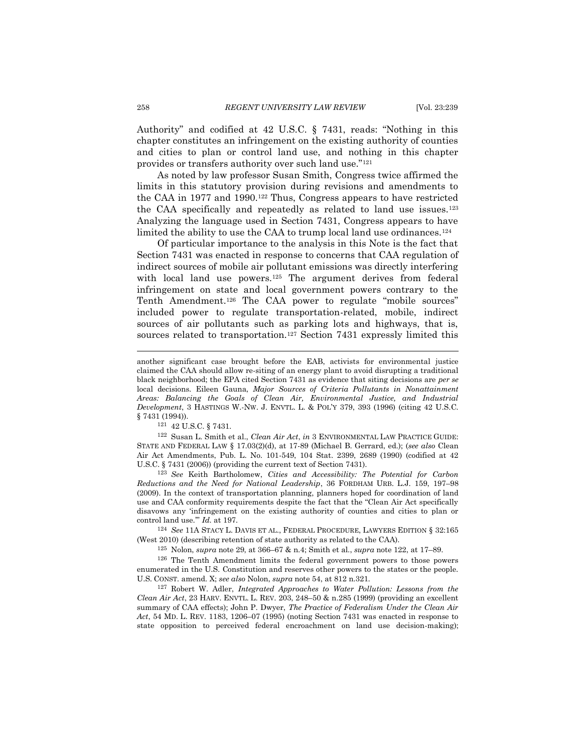Authority" and codified at 42 U.S.C. § 7431, reads: "Nothing in this chapter constitutes an infringement on the existing authority of counties and cities to plan or control land use, and nothing in this chapter provides or transfers authority over such land use."[121]

As noted by law professor Susan Smith, Congress twice affirmed the limits in this statutory provision during revisions and amendments to the CAA in 1977 and 1990.[122] Thus, Congress appears to have restricted the CAA specifically and repeatedly as related to land use issues.[123] Analyzing the language used in Section 7431, Congress appears to have limited the ability to use the CAA to trump local land use ordinances.[124]

Of particular importance to the analysis in this Note is the fact that Section 7431 was enacted in response to concerns that CAA regulation of indirect sources of mobile air pollutant emissions was directly interfering with local land use powers.[125] The argument derives from federal infringement on state and local government powers contrary to the Tenth Amendment.[126] The CAA power to regulate "mobile sources" included power to regulate transportation-related, mobile, indirect sources of air pollutants such as parking lots and highways, that is, sources related to transportation.[127] Section 7431 expressly limited this

---

another significant case brought before the EAB, activists for environmental justice claimed the CAA should allow re-siting of an energy plant to avoid disrupting a traditional black neighborhood; the EPA cited Section 7431 as evidence that siting decisions are *per se* local decisions. Eileen Gauna, *Major Sources of Criteria Pollutants in Nonattainment Areas: Balancing the Goals of Clean Air, Environmental Justice, and Industrial Development*, 3 HASTINGS W.-NW. J. ENVTL. L. & POL'Y 379, 393 (1996) (citing 42 U.S.C. § 7431 (1994)).

[121] 42 U.S.C. § 7431.

[122] Susan L. Smith et al., *Clean Air Act*, *in* 3 ENVIRONMENTAL LAW PRACTICE GUIDE: STATE AND FEDERAL LAW § 17.03(2)(d), at 17-89 (Michael B. Gerrard, ed.); (*see also* Clean Air Act Amendments, Pub. L. No. 101-549, 104 Stat. 2399, 2689 (1990) (codified at 42 U.S.C. § 7431 (2006)) (providing the current text of Section 7431).

[123] *See* Keith Bartholomew, *Cities and Accessibility: The Potential for Carbon Reductions and the Need for National Leadership*, 36 FORDHAM URB. L.J. 159, 197–98 (2009). In the context of transportation planning, planners hoped for coordination of land use and CAA conformity requirements despite the fact that the "Clean Air Act specifically disavows any 'infringement on the existing authority of counties and cities to plan or control land use.'" *Id.* at 197.

[124] *See* 11A STACY L. DAVIS ET AL., FEDERAL PROCEDURE, LAWYERS EDITION § 32:165 (West 2010) (describing retention of state authority as related to the CAA).

[125] Nolon, *supra* note 29, at 366–67 & n.4; Smith et al., *supra* note 122, at 17–89.

[126] The Tenth Amendment limits the federal government powers to those powers enumerated in the U.S. Constitution and reserves other powers to the states or the people. U.S. CONST. amend. X; *see also* Nolon, *supra* note 54, at 812 n.321.

[127] Robert W. Adler, *Integrated Approaches to Water Pollution: Lessons from the Clean Air Act*, 23 HARV. ENVTL. L. REV. 203, 248–50 & n.285 (1999) (providing an excellent summary of CAA effects); John P. Dwyer, *The Practice of Federalism Under the Clean Air Act*, 54 MD. L. REV. 1183, 1206–07 (1995) (noting Section 7431 was enacted in response to state opposition to perceived federal encroachment on land use decision-making);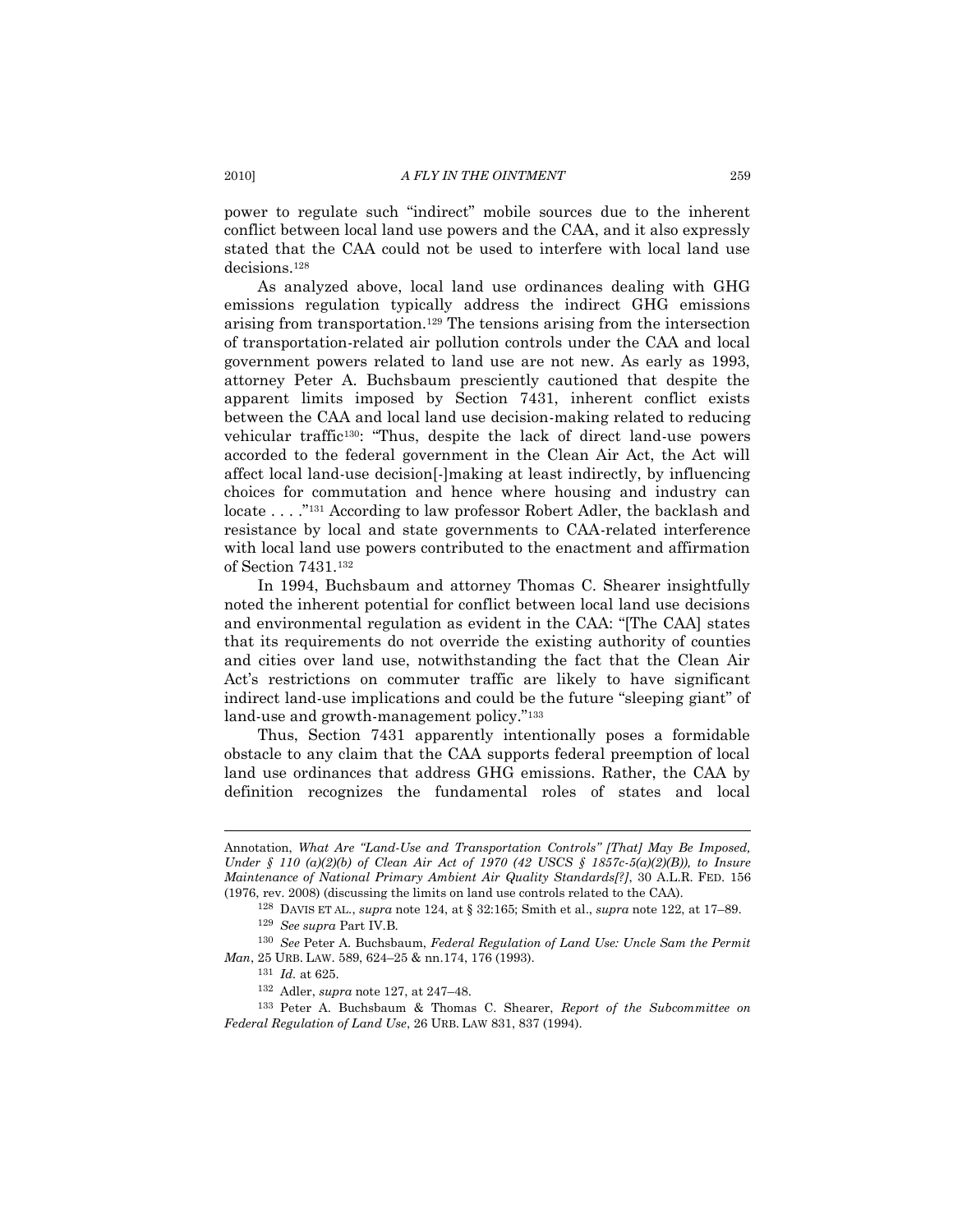power to regulate such "indirect" mobile sources due to the inherent conflict between local land use powers and the CAA, and it also expressly stated that the CAA could not be used to interfere with local land use decisions.[128]

As analyzed above, local land use ordinances dealing with GHG emissions regulation typically address the indirect GHG emissions arising from transportation.[129] The tensions arising from the intersection of transportation-related air pollution controls under the CAA and local government powers related to land use are not new. As early as 1993, attorney Peter A. Buchsbaum presciently cautioned that despite the apparent limits imposed by Section 7431, inherent conflict exists between the CAA and local land use decision-making related to reducing vehicular traffic[130]: "Thus, despite the lack of direct land-use powers accorded to the federal government in the Clean Air Act, the Act will affect local land-use decision[-]making at least indirectly, by influencing choices for commutation and hence where housing and industry can locate . . . ."[131] According to law professor Robert Adler, the backlash and resistance by local and state governments to CAA-related interference with local land use powers contributed to the enactment and affirmation of Section 7431.[132]

In 1994, Buchsbaum and attorney Thomas C. Shearer insightfully noted the inherent potential for conflict between local land use decisions and environmental regulation as evident in the CAA: "[The CAA] states that its requirements do not override the existing authority of counties and cities over land use, notwithstanding the fact that the Clean Air Act's restrictions on commuter traffic are likely to have significant indirect land-use implications and could be the future "sleeping giant" of land-use and growth-management policy."[133]

Thus, Section 7431 apparently intentionally poses a formidable obstacle to any claim that the CAA supports federal preemption of local land use ordinances that address GHG emissions. Rather, the CAA by definition recognizes the fundamental roles of states and local

---

Annotation, *What Are "Land-Use and Transportation Controls" [That] May Be Imposed, Under § 110 (a)(2)(b) of Clean Air Act of 1970 (42 USCS § 1857c-5(a)(2)(B)), to Insure Maintenance of National Primary Ambient Air Quality Standards[?]*, 30 A.L.R. FED. 156 (1976, rev. 2008) (discussing the limits on land use controls related to the CAA).

[128] DAVIS ET AL., *supra* note 124, at § 32:165; Smith et al., *supra* note 122, at 17–89.

[129] *See supra* Part IV.B.

[130] *See* Peter A. Buchsbaum, *Federal Regulation of Land Use: Uncle Sam the Permit Man*, 25 URB. LAW. 589, 624–25 & nn.174, 176 (1993).

[131] *Id.* at 625.

[132] Adler, *supra* note 127, at 247–48.

[133] Peter A. Buchsbaum & Thomas C. Shearer, *Report of the Subcommittee on Federal Regulation of Land Use*, 26 URB. LAW 831, 837 (1994).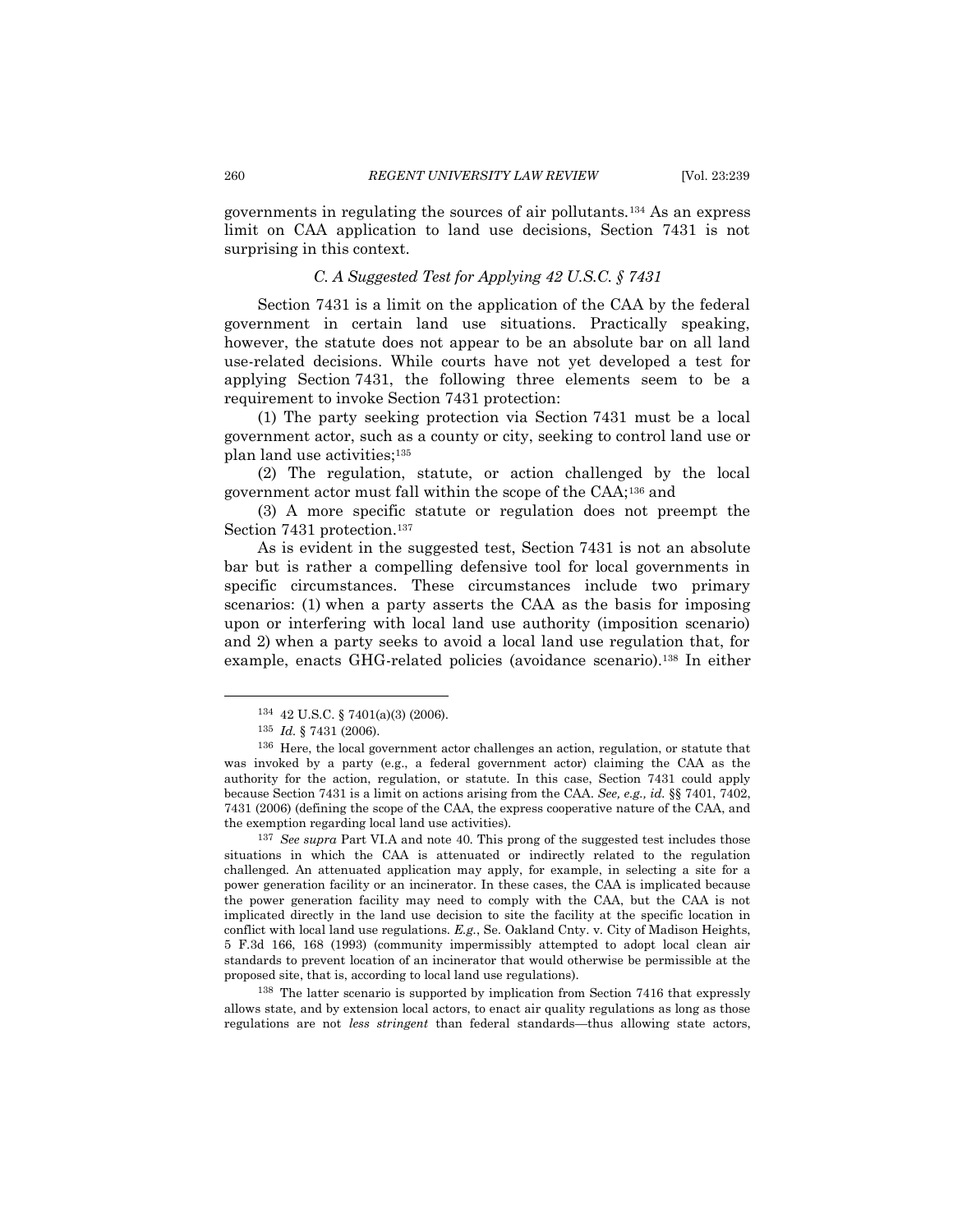governments in regulating the sources of air pollutants.[134] As an express limit on CAA application to land use decisions, Section 7431 is not surprising in this context.

### *C. A Suggested Test for Applying 42 U.S.C. § 7431*

Section 7431 is a limit on the application of the CAA by the federal government in certain land use situations. Practically speaking, however, the statute does not appear to be an absolute bar on all land use-related decisions. While courts have not yet developed a test for applying Section 7431, the following three elements seem to be a requirement to invoke Section 7431 protection:

(1) The party seeking protection via Section 7431 must be a local government actor, such as a county or city, seeking to control land use or plan land use activities;[135]

(2) The regulation, statute, or action challenged by the local government actor must fall within the scope of the CAA;[136] and

(3) A more specific statute or regulation does not preempt the Section 7431 protection.[137]

As is evident in the suggested test, Section 7431 is not an absolute bar but is rather a compelling defensive tool for local governments in specific circumstances. These circumstances include two primary scenarios: (1) when a party asserts the CAA as the basis for imposing upon or interfering with local land use authority (imposition scenario) and 2) when a party seeks to avoid a local land use regulation that, for example, enacts GHG-related policies (avoidance scenario).[138] In either

---

[134] 42 U.S.C. § 7401(a)(3) (2006).

[135] *Id.* § 7431 (2006).

[136] Here, the local government actor challenges an action, regulation, or statute that was invoked by a party (e.g., a federal government actor) claiming the CAA as the authority for the action, regulation, or statute. In this case, Section 7431 could apply because Section 7431 is a limit on actions arising from the CAA. *See, e.g., id.* §§ 7401, 7402, 7431 (2006) (defining the scope of the CAA, the express cooperative nature of the CAA, and the exemption regarding local land use activities).

[137] *See supra* Part VI.A and note 40. This prong of the suggested test includes those situations in which the CAA is attenuated or indirectly related to the regulation challenged. An attenuated application may apply, for example, in selecting a site for a power generation facility or an incinerator. In these cases, the CAA is implicated because the power generation facility may need to comply with the CAA, but the CAA is not implicated directly in the land use decision to site the facility at the specific location in conflict with local land use regulations. *E.g.*, Se. Oakland Cnty. v. City of Madison Heights, 5 F.3d 166, 168 (1993) (community impermissibly attempted to adopt local clean air standards to prevent location of an incinerator that would otherwise be permissible at the proposed site, that is, according to local land use regulations).

[138] The latter scenario is supported by implication from Section 7416 that expressly allows state, and by extension local actors, to enact air quality regulations as long as those regulations are not *less stringent* than federal standards—thus allowing state actors,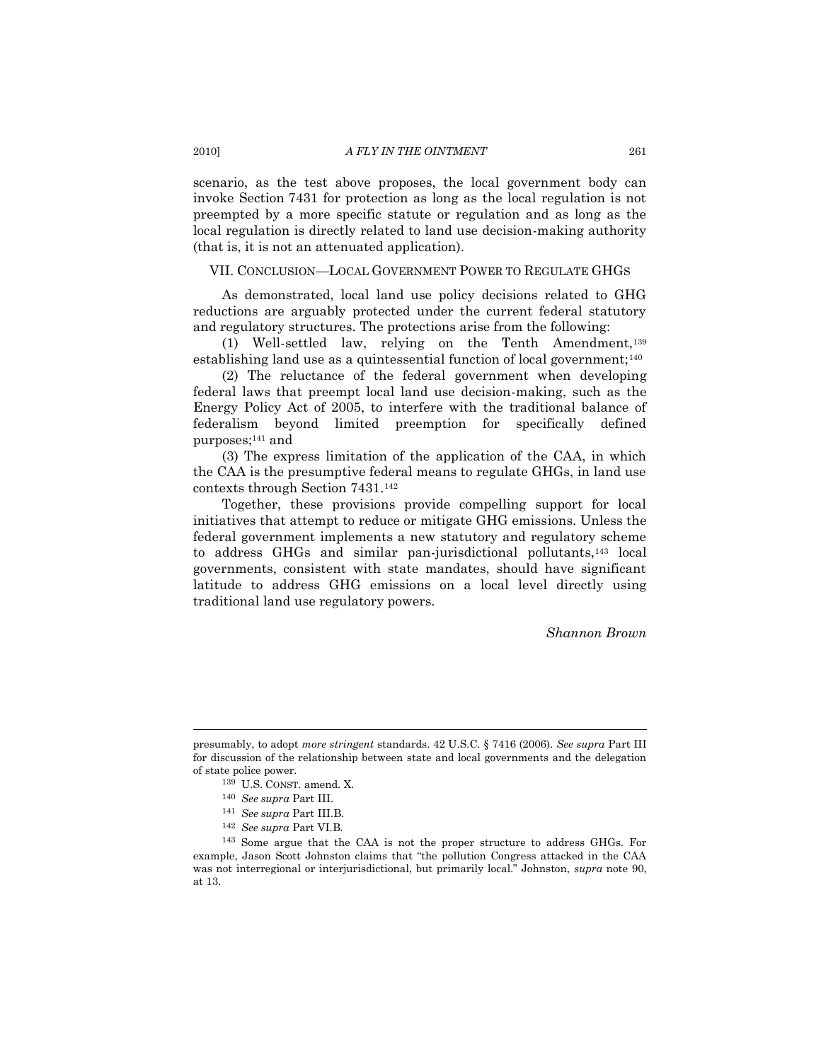scenario, as the test above proposes, the local government body can invoke Section 7431 for protection as long as the local regulation is not preempted by a more specific statute or regulation and as long as the local regulation is directly related to land use decision-making authority (that is, it is not an attenuated application).

## VII. CONCLUSION—LOCAL GOVERNMENT POWER TO REGULATE GHGS

As demonstrated, local land use policy decisions related to GHG reductions are arguably protected under the current federal statutory and regulatory structures. The protections arise from the following:

(1) Well-settled law, relying on the Tenth Amendment,[139] establishing land use as a quintessential function of local government;[140]

(2) The reluctance of the federal government when developing federal laws that preempt local land use decision-making, such as the Energy Policy Act of 2005, to interfere with the traditional balance of federalism beyond limited preemption for specifically defined purposes;[141] and

(3) The express limitation of the application of the CAA, in which the CAA is the presumptive federal means to regulate GHGs, in land use contexts through Section 7431.[142]

Together, these provisions provide compelling support for local initiatives that attempt to reduce or mitigate GHG emissions. Unless the federal government implements a new statutory and regulatory scheme to address GHGs and similar pan-jurisdictional pollutants,[143] local governments, consistent with state mandates, should have significant latitude to address GHG emissions on a local level directly using traditional land use regulatory powers.

*Shannon Brown*

---

presumably, to adopt *more stringent* standards. 42 U.S.C. § 7416 (2006). *See supra* Part III for discussion of the relationship between state and local governments and the delegation of state police power.

[139] U.S. CONST. amend. X.

[140] *See supra* Part III.

[141] *See supra* Part III.B.

[142] *See supra* Part VI.B.

[143] Some argue that the CAA is not the proper structure to address GHGs. For example, Jason Scott Johnston claims that "the pollution Congress attacked in the CAA was not interregional or interjurisdictional, but primarily local." Johnston, *supra* note 90, at 13.